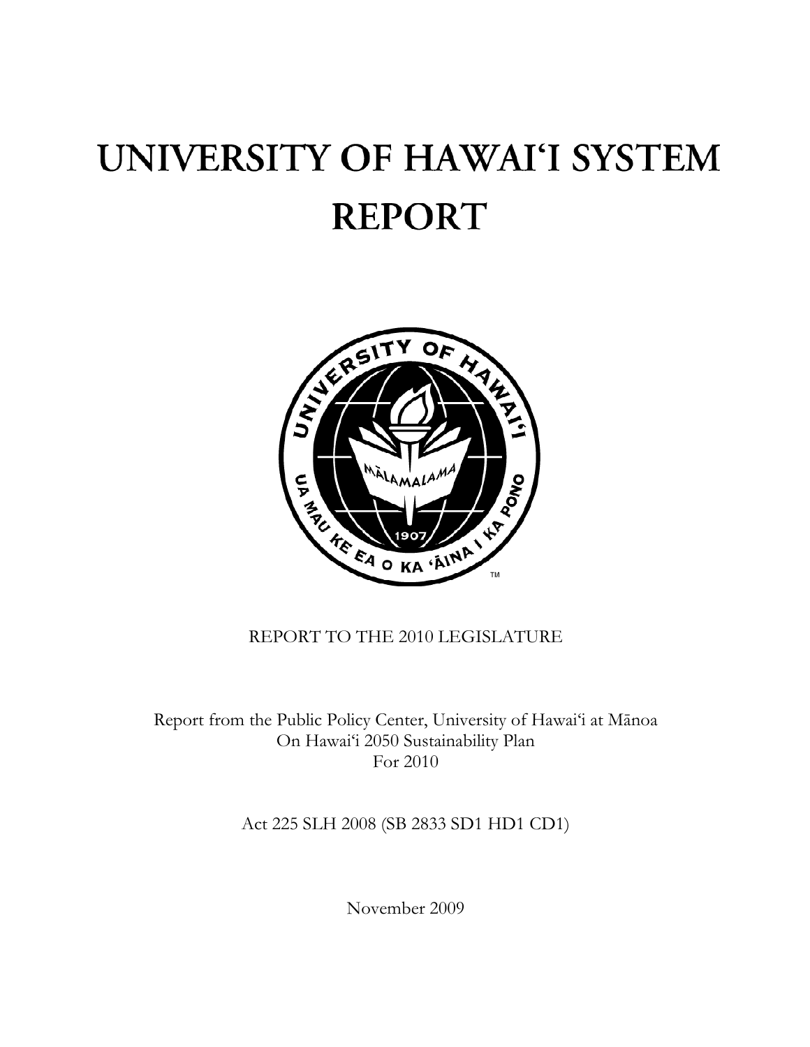# UNIVERSITY OF HAWAI'I SYSTEM REPORT

REPORT TO THE 2010 LEGISLATURE

Report from the Public Policy Center, University of Hawai'i at Mānoa
On Hawai'i 2050 Sustainability Plan
For 2010

Act 225 SLH 2008 (SB 2833 SD1 HD1 CD1)

November 2009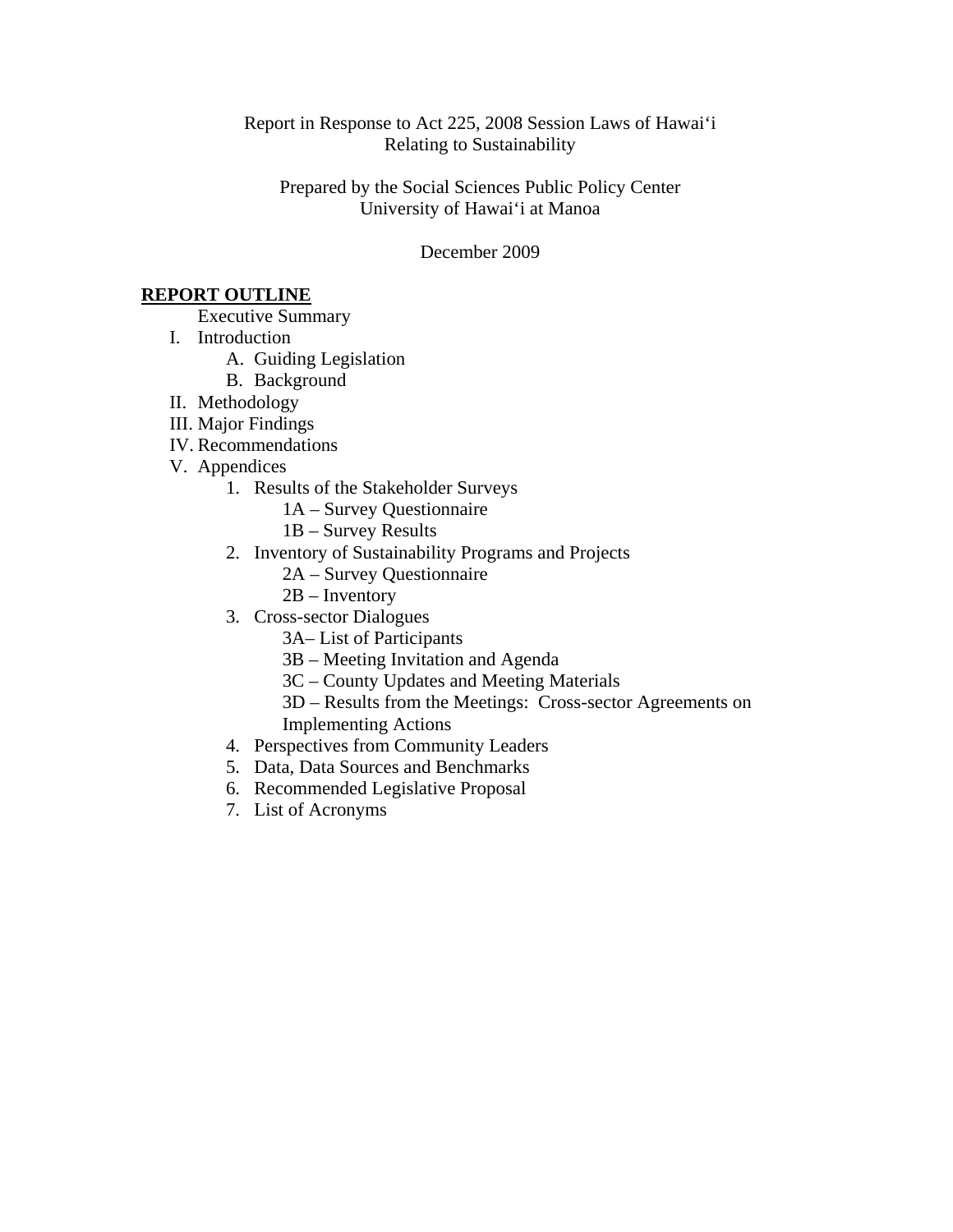Report in Response to Act 225, 2008 Session Laws of Hawai‘i
Relating to Sustainability

Prepared by the Social Sciences Public Policy Center
University of Hawai‘i at Manoa

December 2009

## REPORT OUTLINE

- Executive Summary
- I. Introduction
  - A. Guiding Legislation
  - B. Background
- II. Methodology
- III. Major Findings
- IV. Recommendations
- V. Appendices
  1. Results of the Stakeholder Surveys
     - 1A – Survey Questionnaire
     - 1B – Survey Results
  2. Inventory of Sustainability Programs and Projects
     - 2A – Survey Questionnaire
     - 2B – Inventory
  3. Cross-sector Dialogues
     - 3A– List of Participants
     - 3B – Meeting Invitation and Agenda
     - 3C – County Updates and Meeting Materials
     - 3D – Results from the Meetings: Cross-sector Agreements on Implementing Actions
  4. Perspectives from Community Leaders
  5. Data, Data Sources and Benchmarks
  6. Recommended Legislative Proposal
  7. List of Acronyms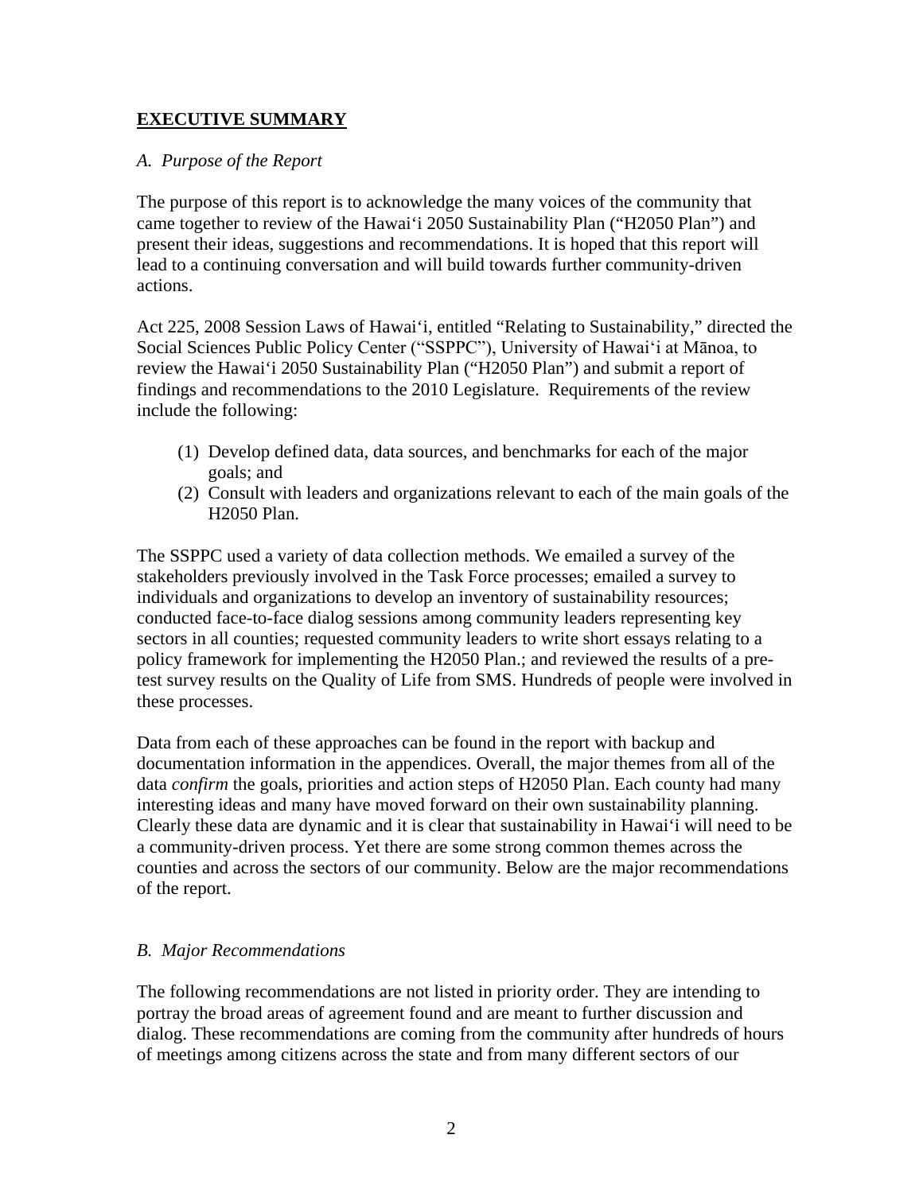## **EXECUTIVE SUMMARY**

*A. Purpose of the Report*

The purpose of this report is to acknowledge the many voices of the community that came together to review of the Hawai'i 2050 Sustainability Plan ("H2050 Plan") and present their ideas, suggestions and recommendations. It is hoped that this report will lead to a continuing conversation and will build towards further community-driven actions.

Act 225, 2008 Session Laws of Hawai'i, entitled "Relating to Sustainability," directed the Social Sciences Public Policy Center ("SSPPC"), University of Hawai'i at Mānoa, to review the Hawai'i 2050 Sustainability Plan ("H2050 Plan") and submit a report of findings and recommendations to the 2010 Legislature. Requirements of the review include the following:

(1) Develop defined data, data sources, and benchmarks for each of the major goals; and
(2) Consult with leaders and organizations relevant to each of the main goals of the H2050 Plan.

The SSPPC used a variety of data collection methods. We emailed a survey of the stakeholders previously involved in the Task Force processes; emailed a survey to individuals and organizations to develop an inventory of sustainability resources; conducted face-to-face dialog sessions among community leaders representing key sectors in all counties; requested community leaders to write short essays relating to a policy framework for implementing the H2050 Plan.; and reviewed the results of a pre-test survey results on the Quality of Life from SMS. Hundreds of people were involved in these processes.

Data from each of these approaches can be found in the report with backup and documentation information in the appendices. Overall, the major themes from all of the data *confirm* the goals, priorities and action steps of H2050 Plan. Each county had many interesting ideas and many have moved forward on their own sustainability planning. Clearly these data are dynamic and it is clear that sustainability in Hawai'i will need to be a community-driven process. Yet there are some strong common themes across the counties and across the sectors of our community. Below are the major recommendations of the report.

*B. Major Recommendations*

The following recommendations are not listed in priority order. They are intending to portray the broad areas of agreement found and are meant to further discussion and dialog. These recommendations are coming from the community after hundreds of hours of meetings among citizens across the state and from many different sectors of our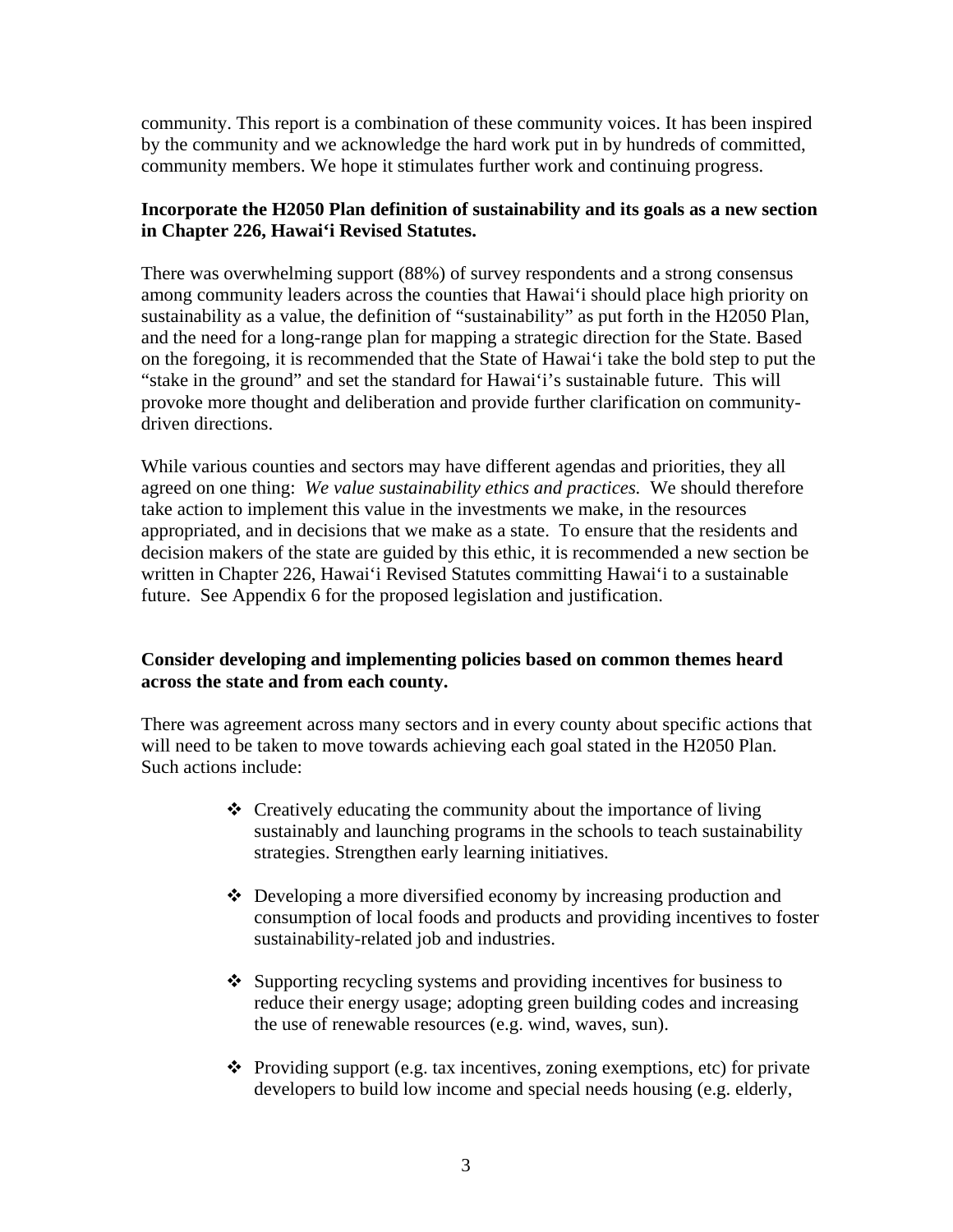community. This report is a combination of these community voices. It has been inspired by the community and we acknowledge the hard work put in by hundreds of committed, community members. We hope it stimulates further work and continuing progress.

**Incorporate the H2050 Plan definition of sustainability and its goals as a new section in Chapter 226, Hawai‘i Revised Statutes.**

There was overwhelming support (88%) of survey respondents and a strong consensus among community leaders across the counties that Hawai‘i should place high priority on sustainability as a value, the definition of "sustainability" as put forth in the H2050 Plan, and the need for a long-range plan for mapping a strategic direction for the State. Based on the foregoing, it is recommended that the State of Hawai‘i take the bold step to put the "stake in the ground" and set the standard for Hawai‘i's sustainable future. This will provoke more thought and deliberation and provide further clarification on community-driven directions.

While various counties and sectors may have different agendas and priorities, they all agreed on one thing: *We value sustainability ethics and practices.* We should therefore take action to implement this value in the investments we make, in the resources appropriated, and in decisions that we make as a state. To ensure that the residents and decision makers of the state are guided by this ethic, it is recommended a new section be written in Chapter 226, Hawai‘i Revised Statutes committing Hawai‘i to a sustainable future. See Appendix 6 for the proposed legislation and justification.

**Consider developing and implementing policies based on common themes heard across the state and from each county.**

There was agreement across many sectors and in every county about specific actions that will need to be taken to move towards achieving each goal stated in the H2050 Plan. Such actions include:

- Creatively educating the community about the importance of living sustainably and launching programs in the schools to teach sustainability strategies. Strengthen early learning initiatives.
- Developing a more diversified economy by increasing production and consumption of local foods and products and providing incentives to foster sustainability-related job and industries.
- Supporting recycling systems and providing incentives for business to reduce their energy usage; adopting green building codes and increasing the use of renewable resources (e.g. wind, waves, sun).
- Providing support (e.g. tax incentives, zoning exemptions, etc) for private developers to build low income and special needs housing (e.g. elderly,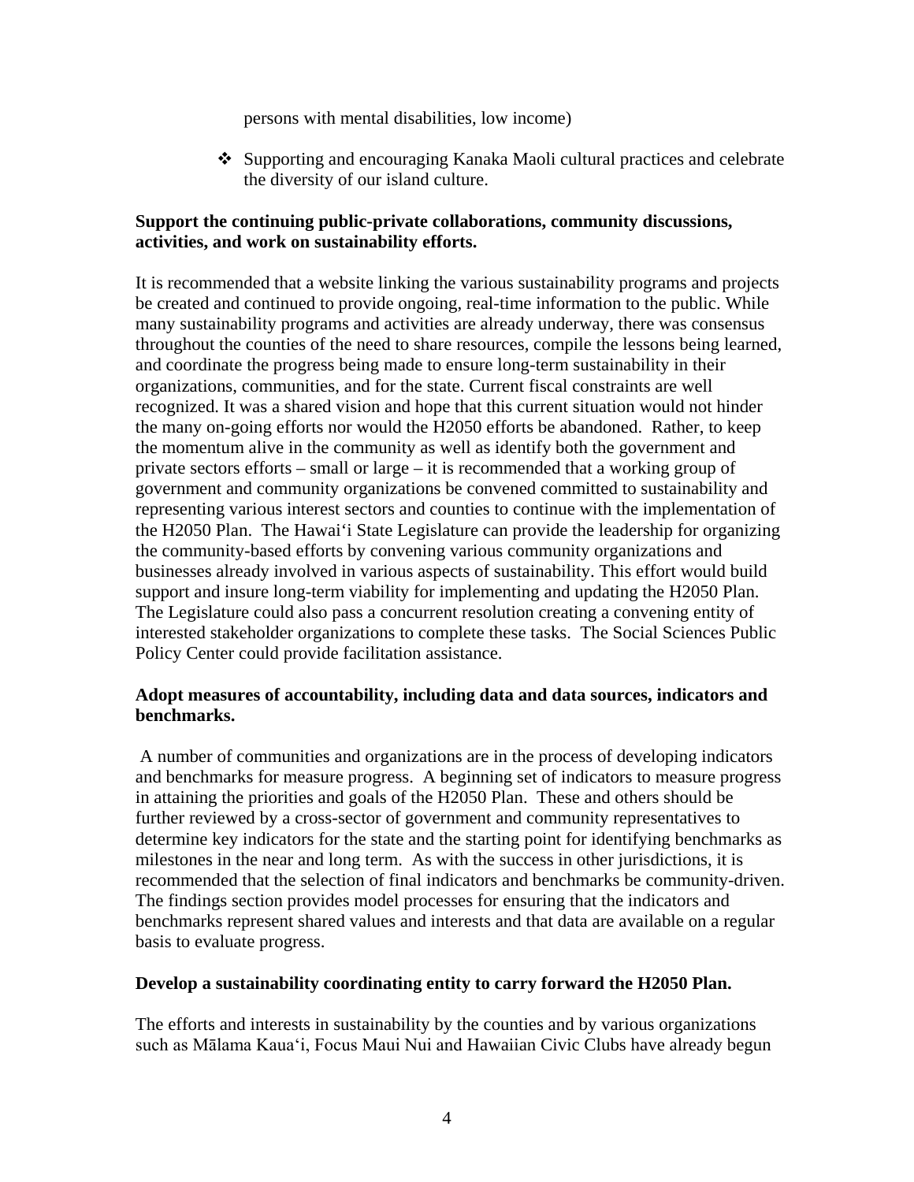persons with mental disabilities, low income)

- Supporting and encouraging Kanaka Maoli cultural practices and celebrate the diversity of our island culture.

**Support the continuing public-private collaborations, community discussions, activities, and work on sustainability efforts.**

It is recommended that a website linking the various sustainability programs and projects be created and continued to provide ongoing, real-time information to the public. While many sustainability programs and activities are already underway, there was consensus throughout the counties of the need to share resources, compile the lessons being learned, and coordinate the progress being made to ensure long-term sustainability in their organizations, communities, and for the state. Current fiscal constraints are well recognized. It was a shared vision and hope that this current situation would not hinder the many on-going efforts nor would the H2050 efforts be abandoned. Rather, to keep the momentum alive in the community as well as identify both the government and private sectors efforts – small or large – it is recommended that a working group of government and community organizations be convened committed to sustainability and representing various interest sectors and counties to continue with the implementation of the H2050 Plan. The Hawaiʻi State Legislature can provide the leadership for organizing the community-based efforts by convening various community organizations and businesses already involved in various aspects of sustainability. This effort would build support and insure long-term viability for implementing and updating the H2050 Plan. The Legislature could also pass a concurrent resolution creating a convening entity of interested stakeholder organizations to complete these tasks. The Social Sciences Public Policy Center could provide facilitation assistance.

**Adopt measures of accountability, including data and data sources, indicators and benchmarks.**

A number of communities and organizations are in the process of developing indicators and benchmarks for measure progress. A beginning set of indicators to measure progress in attaining the priorities and goals of the H2050 Plan. These and others should be further reviewed by a cross-sector of government and community representatives to determine key indicators for the state and the starting point for identifying benchmarks as milestones in the near and long term. As with the success in other jurisdictions, it is recommended that the selection of final indicators and benchmarks be community-driven. The findings section provides model processes for ensuring that the indicators and benchmarks represent shared values and interests and that data are available on a regular basis to evaluate progress.

**Develop a sustainability coordinating entity to carry forward the H2050 Plan.**

The efforts and interests in sustainability by the counties and by various organizations such as Mālama Kauaʻi, Focus Maui Nui and Hawaiian Civic Clubs have already begun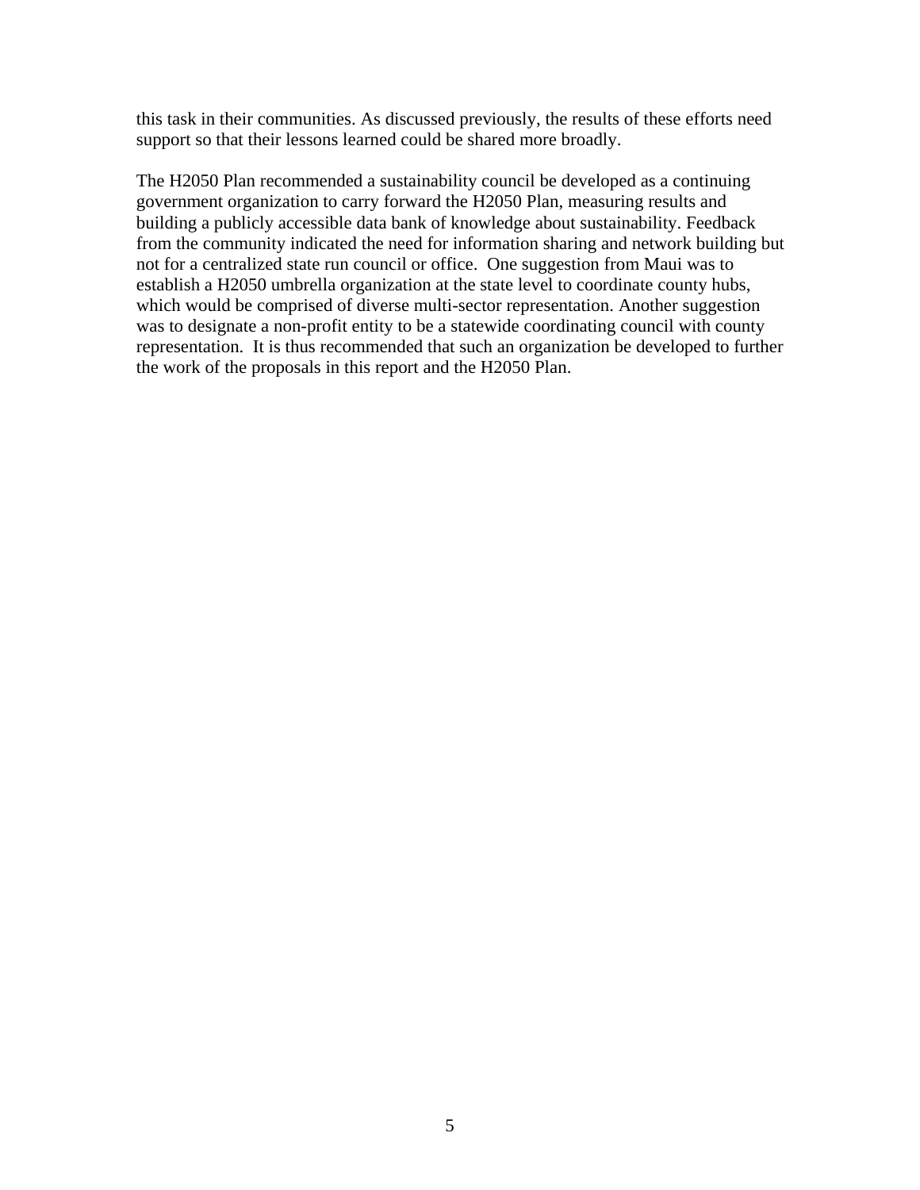this task in their communities. As discussed previously, the results of these efforts need support so that their lessons learned could be shared more broadly.

The H2050 Plan recommended a sustainability council be developed as a continuing government organization to carry forward the H2050 Plan, measuring results and building a publicly accessible data bank of knowledge about sustainability. Feedback from the community indicated the need for information sharing and network building but not for a centralized state run council or office. One suggestion from Maui was to establish a H2050 umbrella organization at the state level to coordinate county hubs, which would be comprised of diverse multi-sector representation. Another suggestion was to designate a non-profit entity to be a statewide coordinating council with county representation. It is thus recommended that such an organization be developed to further the work of the proposals in this report and the H2050 Plan.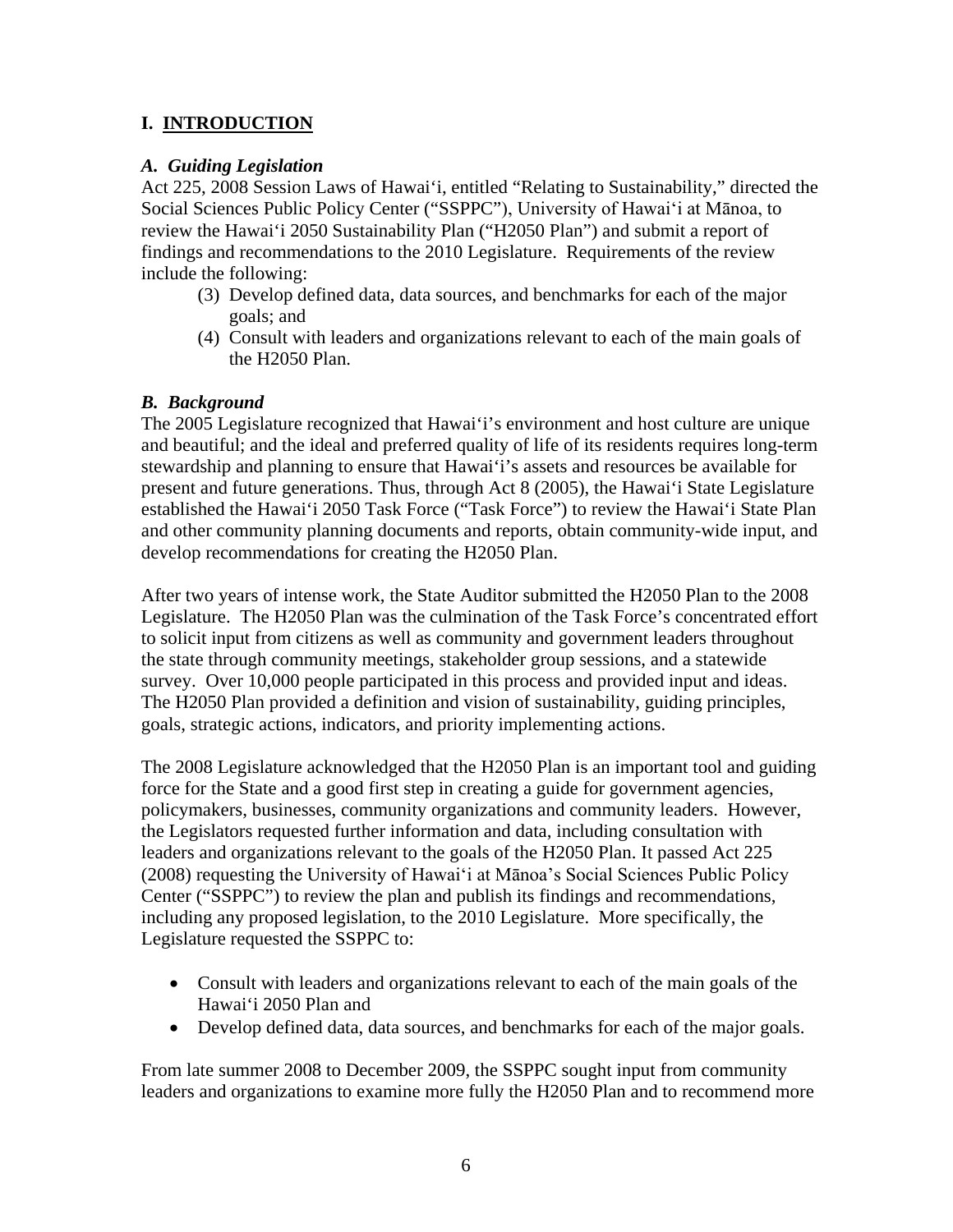# I. INTRODUCTION

### *A. Guiding Legislation*

Act 225, 2008 Session Laws of Hawai‘i, entitled “Relating to Sustainability,” directed the Social Sciences Public Policy Center (“SSPPC”), University of Hawai‘i at Mānoa, to review the Hawai‘i 2050 Sustainability Plan (“H2050 Plan”) and submit a report of findings and recommendations to the 2010 Legislature. Requirements of the review include the following:

(3) Develop defined data, data sources, and benchmarks for each of the major goals; and

(4) Consult with leaders and organizations relevant to each of the main goals of the H2050 Plan.

### *B. Background*

The 2005 Legislature recognized that Hawai‘i’s environment and host culture are unique and beautiful; and the ideal and preferred quality of life of its residents requires long-term stewardship and planning to ensure that Hawai‘i’s assets and resources be available for present and future generations. Thus, through Act 8 (2005), the Hawai‘i State Legislature established the Hawai‘i 2050 Task Force (“Task Force”) to review the Hawai‘i State Plan and other community planning documents and reports, obtain community-wide input, and develop recommendations for creating the H2050 Plan.

After two years of intense work, the State Auditor submitted the H2050 Plan to the 2008 Legislature. The H2050 Plan was the culmination of the Task Force’s concentrated effort to solicit input from citizens as well as community and government leaders throughout the state through community meetings, stakeholder group sessions, and a statewide survey. Over 10,000 people participated in this process and provided input and ideas. The H2050 Plan provided a definition and vision of sustainability, guiding principles, goals, strategic actions, indicators, and priority implementing actions.

The 2008 Legislature acknowledged that the H2050 Plan is an important tool and guiding force for the State and a good first step in creating a guide for government agencies, policymakers, businesses, community organizations and community leaders. However, the Legislators requested further information and data, including consultation with leaders and organizations relevant to the goals of the H2050 Plan. It passed Act 225 (2008) requesting the University of Hawai‘i at Mānoa’s Social Sciences Public Policy Center (“SSPPC”) to review the plan and publish its findings and recommendations, including any proposed legislation, to the 2010 Legislature. More specifically, the Legislature requested the SSPPC to:

- Consult with leaders and organizations relevant to each of the main goals of the Hawai‘i 2050 Plan and
- Develop defined data, data sources, and benchmarks for each of the major goals.

From late summer 2008 to December 2009, the SSPPC sought input from community leaders and organizations to examine more fully the H2050 Plan and to recommend more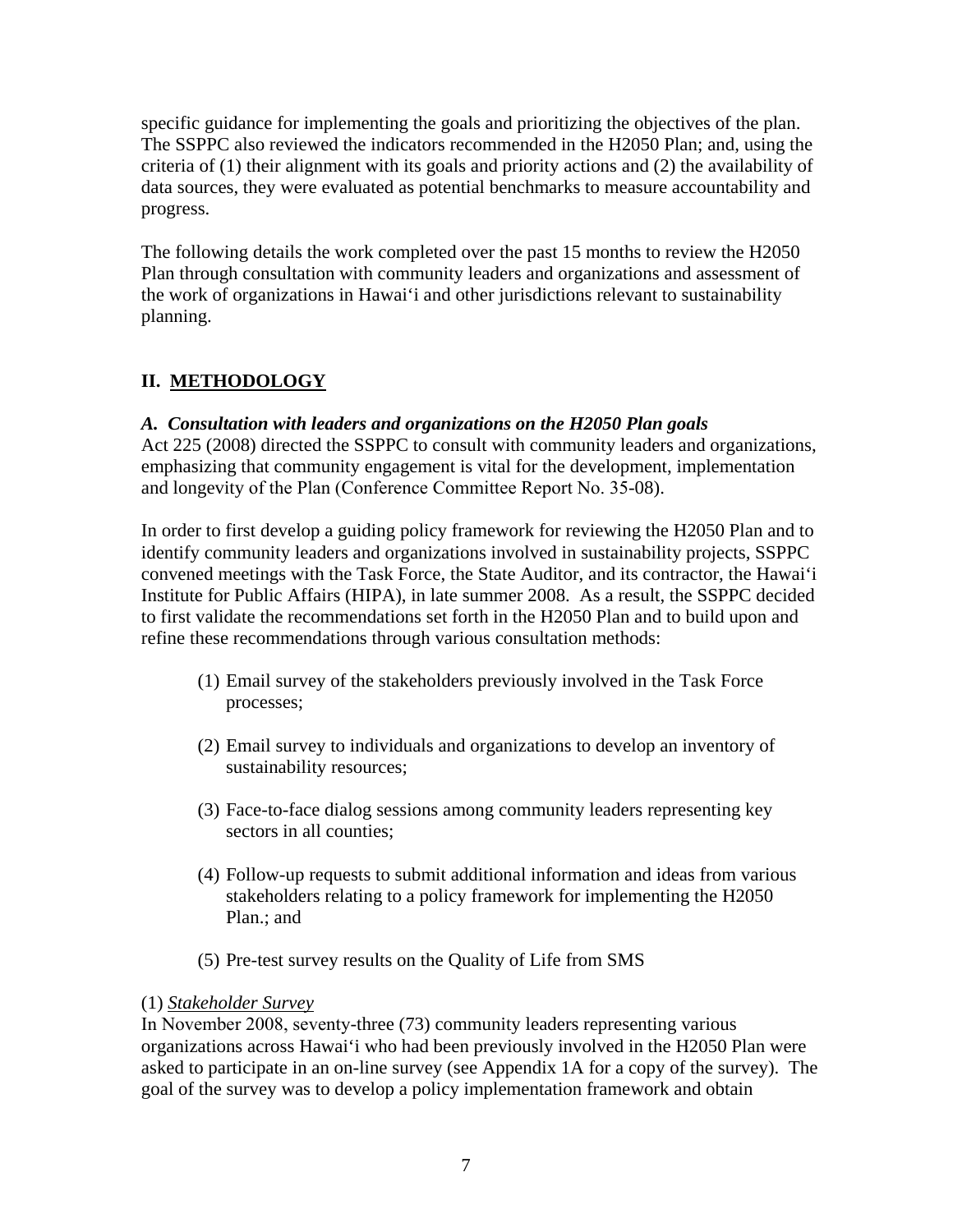specific guidance for implementing the goals and prioritizing the objectives of the plan. The SSPPC also reviewed the indicators recommended in the H2050 Plan; and, using the criteria of (1) their alignment with its goals and priority actions and (2) the availability of data sources, they were evaluated as potential benchmarks to measure accountability and progress.

The following details the work completed over the past 15 months to review the H2050 Plan through consultation with community leaders and organizations and assessment of the work of organizations in Hawai'i and other jurisdictions relevant to sustainability planning.

## II. METHODOLOGY

### *A. Consultation with leaders and organizations on the H2050 Plan goals*

Act 225 (2008) directed the SSPPC to consult with community leaders and organizations, emphasizing that community engagement is vital for the development, implementation and longevity of the Plan (Conference Committee Report No. 35-08).

In order to first develop a guiding policy framework for reviewing the H2050 Plan and to identify community leaders and organizations involved in sustainability projects, SSPPC convened meetings with the Task Force, the State Auditor, and its contractor, the Hawai'i Institute for Public Affairs (HIPA), in late summer 2008. As a result, the SSPPC decided to first validate the recommendations set forth in the H2050 Plan and to build upon and refine these recommendations through various consultation methods:

(1) Email survey of the stakeholders previously involved in the Task Force processes;

(2) Email survey to individuals and organizations to develop an inventory of sustainability resources;

(3) Face-to-face dialog sessions among community leaders representing key sectors in all counties;

(4) Follow-up requests to submit additional information and ideas from various stakeholders relating to a policy framework for implementing the H2050 Plan.; and

(5) Pre-test survey results on the Quality of Life from SMS

(1) *Stakeholder Survey*

In November 2008, seventy-three (73) community leaders representing various organizations across Hawai'i who had been previously involved in the H2050 Plan were asked to participate in an on-line survey (see Appendix 1A for a copy of the survey). The goal of the survey was to develop a policy implementation framework and obtain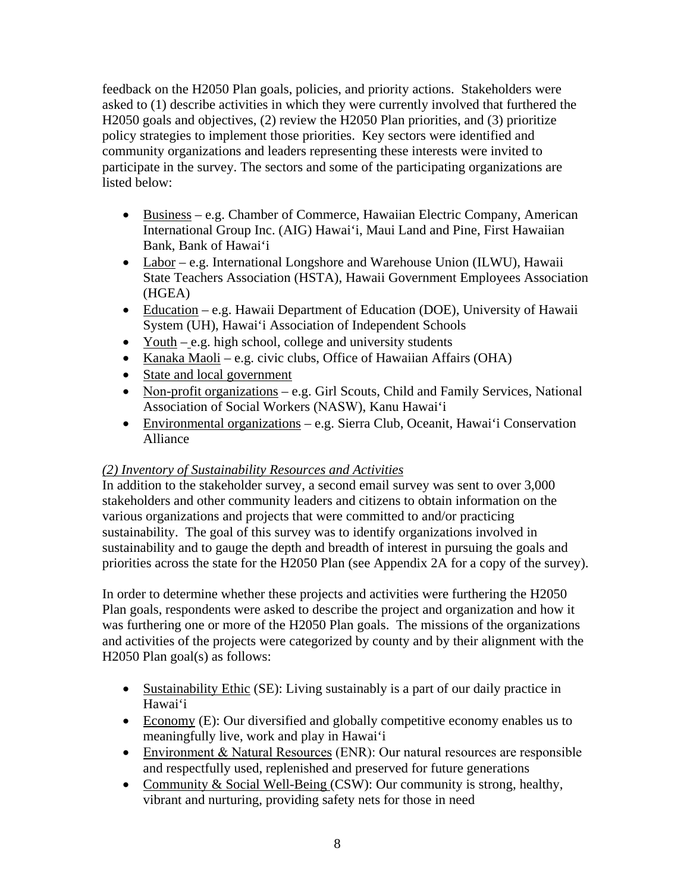feedback on the H2050 Plan goals, policies, and priority actions. Stakeholders were asked to (1) describe activities in which they were currently involved that furthered the H2050 goals and objectives, (2) review the H2050 Plan priorities, and (3) prioritize policy strategies to implement those priorities. Key sectors were identified and community organizations and leaders representing these interests were invited to participate in the survey. The sectors and some of the participating organizations are listed below:

- <u>Business</u> – e.g. Chamber of Commerce, Hawaiian Electric Company, American International Group Inc. (AIG) Hawaiʻi, Maui Land and Pine, First Hawaiian Bank, Bank of Hawaiʻi
- <u>Labor</u> – e.g. International Longshore and Warehouse Union (ILWU), Hawaii State Teachers Association (HSTA), Hawaii Government Employees Association (HGEA)
- <u>Education</u> – e.g. Hawaii Department of Education (DOE), University of Hawaii System (UH), Hawaiʻi Association of Independent Schools
- <u>Youth</u> – e.g. high school, college and university students
- <u>Kanaka Maoli</u> – e.g. civic clubs, Office of Hawaiian Affairs (OHA)
- <u>State and local government</u>
- <u>Non-profit organizations</u> – e.g. Girl Scouts, Child and Family Services, National Association of Social Workers (NASW), Kanu Hawaiʻi
- <u>Environmental organizations</u> – e.g. Sierra Club, Oceanit, Hawaiʻi Conservation Alliance

*<u>(2) Inventory of Sustainability Resources and Activities</u>*

In addition to the stakeholder survey, a second email survey was sent to over 3,000 stakeholders and other community leaders and citizens to obtain information on the various organizations and projects that were committed to and/or practicing sustainability. The goal of this survey was to identify organizations involved in sustainability and to gauge the depth and breadth of interest in pursuing the goals and priorities across the state for the H2050 Plan (see Appendix 2A for a copy of the survey).

In order to determine whether these projects and activities were furthering the H2050 Plan goals, respondents were asked to describe the project and organization and how it was furthering one or more of the H2050 Plan goals. The missions of the organizations and activities of the projects were categorized by county and by their alignment with the H2050 Plan goal(s) as follows:

- <u>Sustainability Ethic</u> (SE): Living sustainably is a part of our daily practice in Hawaiʻi
- <u>Economy</u> (E): Our diversified and globally competitive economy enables us to meaningfully live, work and play in Hawaiʻi
- <u>Environment & Natural Resources</u> (ENR): Our natural resources are responsible and respectfully used, replenished and preserved for future generations
- <u>Community & Social Well-Being</u> (CSW): Our community is strong, healthy, vibrant and nurturing, providing safety nets for those in need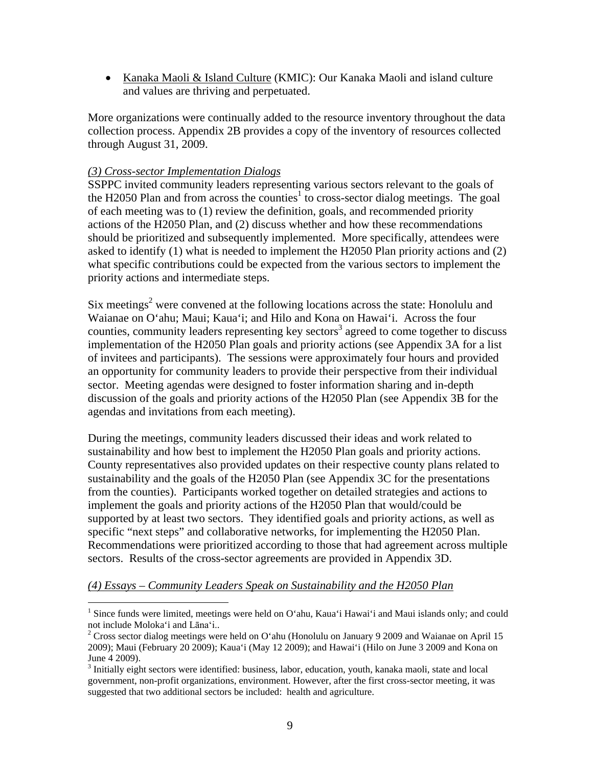- Kanaka Maoli & Island Culture (KMIC): Our Kanaka Maoli and island culture and values are thriving and perpetuated.

More organizations were continually added to the resource inventory throughout the data collection process. Appendix 2B provides a copy of the inventory of resources collected through August 31, 2009.

*(3) Cross-sector Implementation Dialogs*

SSPPC invited community leaders representing various sectors relevant to the goals of the H2050 Plan and from across the counties[1] to cross-sector dialog meetings. The goal of each meeting was to (1) review the definition, goals, and recommended priority actions of the H2050 Plan, and (2) discuss whether and how these recommendations should be prioritized and subsequently implemented. More specifically, attendees were asked to identify (1) what is needed to implement the H2050 Plan priority actions and (2) what specific contributions could be expected from the various sectors to implement the priority actions and intermediate steps.

Six meetings[2] were convened at the following locations across the state: Honolulu and Waianae on O'ahu; Maui; Kaua'i; and Hilo and Kona on Hawai'i. Across the four counties, community leaders representing key sectors[3] agreed to come together to discuss implementation of the H2050 Plan goals and priority actions (see Appendix 3A for a list of invitees and participants). The sessions were approximately four hours and provided an opportunity for community leaders to provide their perspective from their individual sector. Meeting agendas were designed to foster information sharing and in-depth discussion of the goals and priority actions of the H2050 Plan (see Appendix 3B for the agendas and invitations from each meeting).

During the meetings, community leaders discussed their ideas and work related to sustainability and how best to implement the H2050 Plan goals and priority actions. County representatives also provided updates on their respective county plans related to sustainability and the goals of the H2050 Plan (see Appendix 3C for the presentations from the counties). Participants worked together on detailed strategies and actions to implement the goals and priority actions of the H2050 Plan that would/could be supported by at least two sectors. They identified goals and priority actions, as well as specific "next steps" and collaborative networks, for implementing the H2050 Plan. Recommendations were prioritized according to those that had agreement across multiple sectors. Results of the cross-sector agreements are provided in Appendix 3D.

*(4) Essays – Community Leaders Speak on Sustainability and the H2050 Plan*

---

[1] Since funds were limited, meetings were held on O'ahu, Kaua'i Hawai'i and Maui islands only; and could not include Moloka'i and Lāna'i..

[2] Cross sector dialog meetings were held on O'ahu (Honolulu on January 9 2009 and Waianae on April 15 2009); Maui (February 20 2009); Kaua'i (May 12 2009); and Hawai'i (Hilo on June 3 2009 and Kona on June 4 2009).

[3] Initially eight sectors were identified: business, labor, education, youth, kanaka maoli, state and local government, non-profit organizations, environment. However, after the first cross-sector meeting, it was suggested that two additional sectors be included: health and agriculture.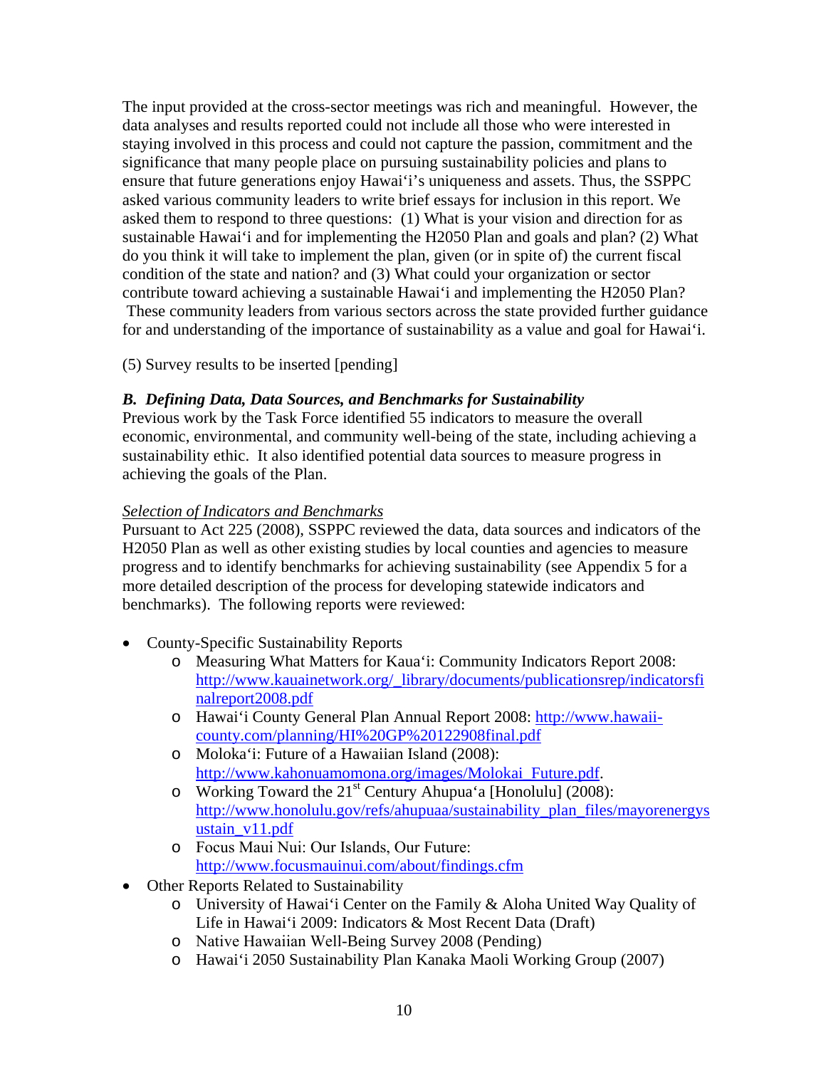The input provided at the cross-sector meetings was rich and meaningful. However, the data analyses and results reported could not include all those who were interested in staying involved in this process and could not capture the passion, commitment and the significance that many people place on pursuing sustainability policies and plans to ensure that future generations enjoy Hawai'i's uniqueness and assets. Thus, the SSPPC asked various community leaders to write brief essays for inclusion in this report. We asked them to respond to three questions: (1) What is your vision and direction for as sustainable Hawai'i and for implementing the H2050 Plan and goals and plan? (2) What do you think it will take to implement the plan, given (or in spite of) the current fiscal condition of the state and nation? and (3) What could your organization or sector contribute toward achieving a sustainable Hawai'i and implementing the H2050 Plan? These community leaders from various sectors across the state provided further guidance for and understanding of the importance of sustainability as a value and goal for Hawai'i.

(5) Survey results to be inserted [pending]

### *B. Defining Data, Data Sources, and Benchmarks for Sustainability*

Previous work by the Task Force identified 55 indicators to measure the overall economic, environmental, and community well-being of the state, including achieving a sustainability ethic. It also identified potential data sources to measure progress in achieving the goals of the Plan.

#### <u>*Selection of Indicators and Benchmarks*</u>

Pursuant to Act 225 (2008), SSPPC reviewed the data, data sources and indicators of the H2050 Plan as well as other existing studies by local counties and agencies to measure progress and to identify benchmarks for achieving sustainability (see Appendix 5 for a more detailed description of the process for developing statewide indicators and benchmarks). The following reports were reviewed:

- County-Specific Sustainability Reports
  - Measuring What Matters for Kaua'i: Community Indicators Report 2008: http://www.kauainetwork.org/_library/documents/publicationsrep/indicatorsfinalreport2008.pdf
  - Hawai'i County General Plan Annual Report 2008: http://www.hawaii-county.com/planning/HI%20GP%20122908final.pdf
  - Moloka'i: Future of a Hawaiian Island (2008): http://www.kahonuamomona.org/images/Molokai_Future.pdf.
  - Working Toward the 21st Century Ahupua'a [Honolulu] (2008): http://www.honolulu.gov/refs/ahupuaa/sustainability_plan_files/mayorenergysustain_v11.pdf
  - Focus Maui Nui: Our Islands, Our Future: http://www.focusmauinui.com/about/findings.cfm
- Other Reports Related to Sustainability
  - University of Hawai'i Center on the Family & Aloha United Way Quality of Life in Hawai'i 2009: Indicators & Most Recent Data (Draft)
  - Native Hawaiian Well-Being Survey 2008 (Pending)
  - Hawai'i 2050 Sustainability Plan Kanaka Maoli Working Group (2007)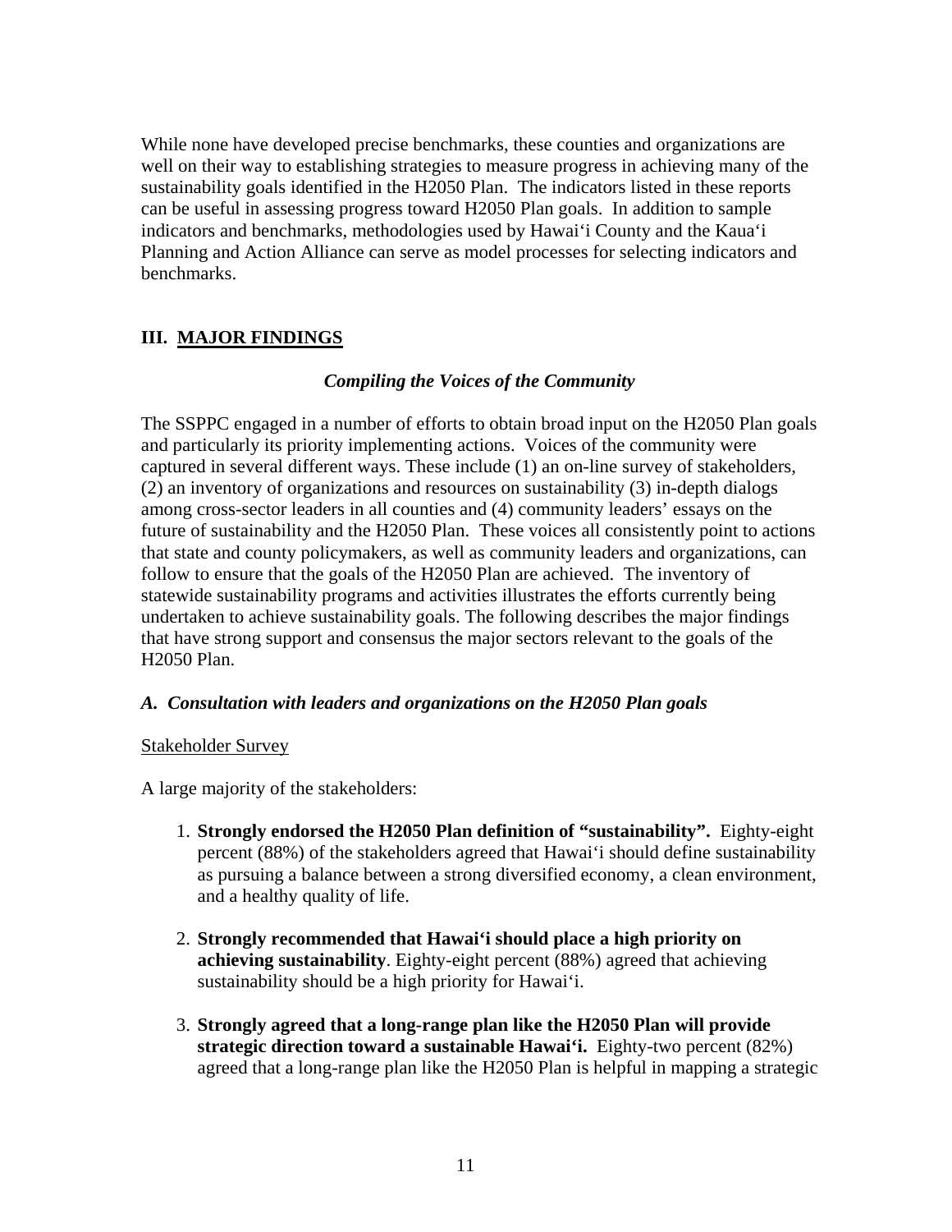While none have developed precise benchmarks, these counties and organizations are well on their way to establishing strategies to measure progress in achieving many of the sustainability goals identified in the H2050 Plan. The indicators listed in these reports can be useful in assessing progress toward H2050 Plan goals. In addition to sample indicators and benchmarks, methodologies used by Hawai‘i County and the Kaua‘i Planning and Action Alliance can serve as model processes for selecting indicators and benchmarks.

## III. MAJOR FINDINGS

### *Compiling the Voices of the Community*

The SSPPC engaged in a number of efforts to obtain broad input on the H2050 Plan goals and particularly its priority implementing actions. Voices of the community were captured in several different ways. These include (1) an on-line survey of stakeholders, (2) an inventory of organizations and resources on sustainability (3) in-depth dialogs among cross-sector leaders in all counties and (4) community leaders' essays on the future of sustainability and the H2050 Plan. These voices all consistently point to actions that state and county policymakers, as well as community leaders and organizations, can follow to ensure that the goals of the H2050 Plan are achieved. The inventory of statewide sustainability programs and activities illustrates the efforts currently being undertaken to achieve sustainability goals. The following describes the major findings that have strong support and consensus the major sectors relevant to the goals of the H2050 Plan.

### *A. Consultation with leaders and organizations on the H2050 Plan goals*

Stakeholder Survey

A large majority of the stakeholders:

1. **Strongly endorsed the H2050 Plan definition of "sustainability".** Eighty-eight percent (88%) of the stakeholders agreed that Hawai‘i should define sustainability as pursuing a balance between a strong diversified economy, a clean environment, and a healthy quality of life.

2. **Strongly recommended that Hawai‘i should place a high priority on achieving sustainability**. Eighty-eight percent (88%) agreed that achieving sustainability should be a high priority for Hawai‘i.

3. **Strongly agreed that a long-range plan like the H2050 Plan will provide strategic direction toward a sustainable Hawai‘i.** Eighty-two percent (82%) agreed that a long-range plan like the H2050 Plan is helpful in mapping a strategic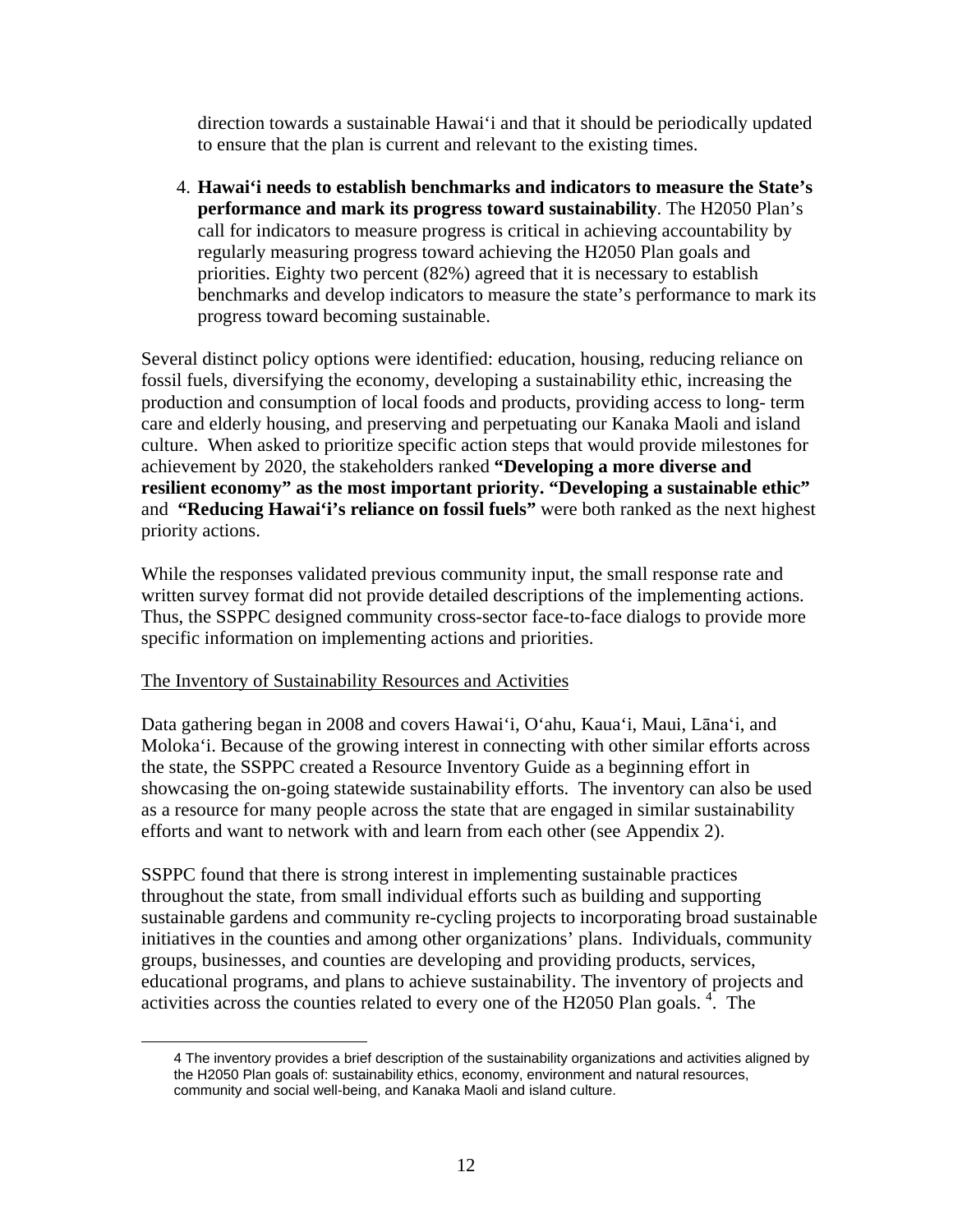direction towards a sustainable Hawai‘i and that it should be periodically updated to ensure that the plan is current and relevant to the existing times.

4. **Hawai‘i needs to establish benchmarks and indicators to measure the State's performance and mark its progress toward sustainability**. The H2050 Plan's call for indicators to measure progress is critical in achieving accountability by regularly measuring progress toward achieving the H2050 Plan goals and priorities. Eighty two percent (82%) agreed that it is necessary to establish benchmarks and develop indicators to measure the state's performance to mark its progress toward becoming sustainable.

Several distinct policy options were identified: education, housing, reducing reliance on fossil fuels, diversifying the economy, developing a sustainability ethic, increasing the production and consumption of local foods and products, providing access to long- term care and elderly housing, and preserving and perpetuating our Kanaka Maoli and island culture. When asked to prioritize specific action steps that would provide milestones for achievement by 2020, the stakeholders ranked **"Developing a more diverse and resilient economy" as the most important priority. "Developing a sustainable ethic"** and **"Reducing Hawai‘i's reliance on fossil fuels"** were both ranked as the next highest priority actions.

While the responses validated previous community input, the small response rate and written survey format did not provide detailed descriptions of the implementing actions. Thus, the SSPPC designed community cross-sector face-to-face dialogs to provide more specific information on implementing actions and priorities.

The Inventory of Sustainability Resources and Activities

Data gathering began in 2008 and covers Hawai‘i, O‘ahu, Kaua‘i, Maui, Lāna‘i, and Moloka‘i. Because of the growing interest in connecting with other similar efforts across the state, the SSPPC created a Resource Inventory Guide as a beginning effort in showcasing the on-going statewide sustainability efforts. The inventory can also be used as a resource for many people across the state that are engaged in similar sustainability efforts and want to network with and learn from each other (see Appendix 2).

SSPPC found that there is strong interest in implementing sustainable practices throughout the state, from small individual efforts such as building and supporting sustainable gardens and community re-cycling projects to incorporating broad sustainable initiatives in the counties and among other organizations' plans. Individuals, community groups, businesses, and counties are developing and providing products, services, educational programs, and plans to achieve sustainability. The inventory of projects and activities across the counties related to every one of the H2050 Plan goals. [4]. The

[4] The inventory provides a brief description of the sustainability organizations and activities aligned by the H2050 Plan goals of: sustainability ethics, economy, environment and natural resources, community and social well-being, and Kanaka Maoli and island culture.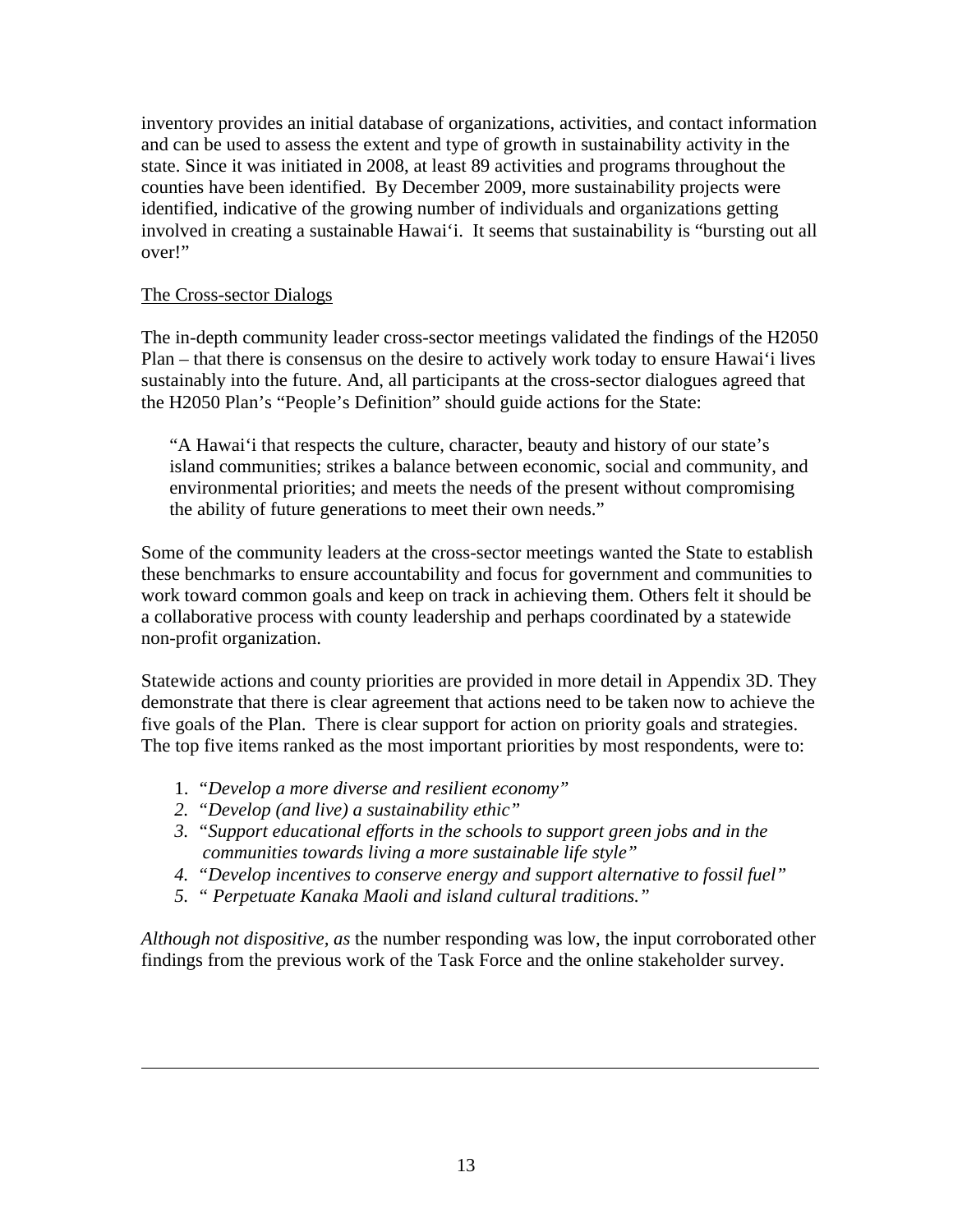inventory provides an initial database of organizations, activities, and contact information and can be used to assess the extent and type of growth in sustainability activity in the state. Since it was initiated in 2008, at least 89 activities and programs throughout the counties have been identified. By December 2009, more sustainability projects were identified, indicative of the growing number of individuals and organizations getting involved in creating a sustainable Hawai'i. It seems that sustainability is "bursting out all over!"

<u>The Cross-sector Dialogs</u>

The in-depth community leader cross-sector meetings validated the findings of the H2050 Plan – that there is consensus on the desire to actively work today to ensure Hawai'i lives sustainably into the future. And, all participants at the cross-sector dialogues agreed that the H2050 Plan's "People's Definition" should guide actions for the State:

> "A Hawai'i that respects the culture, character, beauty and history of our state's island communities; strikes a balance between economic, social and community, and environmental priorities; and meets the needs of the present without compromising the ability of future generations to meet their own needs."

Some of the community leaders at the cross-sector meetings wanted the State to establish these benchmarks to ensure accountability and focus for government and communities to work toward common goals and keep on track in achieving them. Others felt it should be a collaborative process with county leadership and perhaps coordinated by a statewide non-profit organization.

Statewide actions and county priorities are provided in more detail in Appendix 3D. They demonstrate that there is clear agreement that actions need to be taken now to achieve the five goals of the Plan. There is clear support for action on priority goals and strategies. The top five items ranked as the most important priorities by most respondents, were to:

1. "*Develop a more diverse and resilient economy"*
2. "*Develop (and live) a sustainability ethic"*
3. "*Support educational efforts in the schools to support green jobs and in the communities towards living a more sustainable life style"*
4. "*Develop incentives to conserve energy and support alternative to fossil fuel"*
5. "*Perpetuate Kanaka Maoli and island cultural traditions."*

*Although not dispositive, as* the number responding was low, the input corroborated other findings from the previous work of the Task Force and the online stakeholder survey.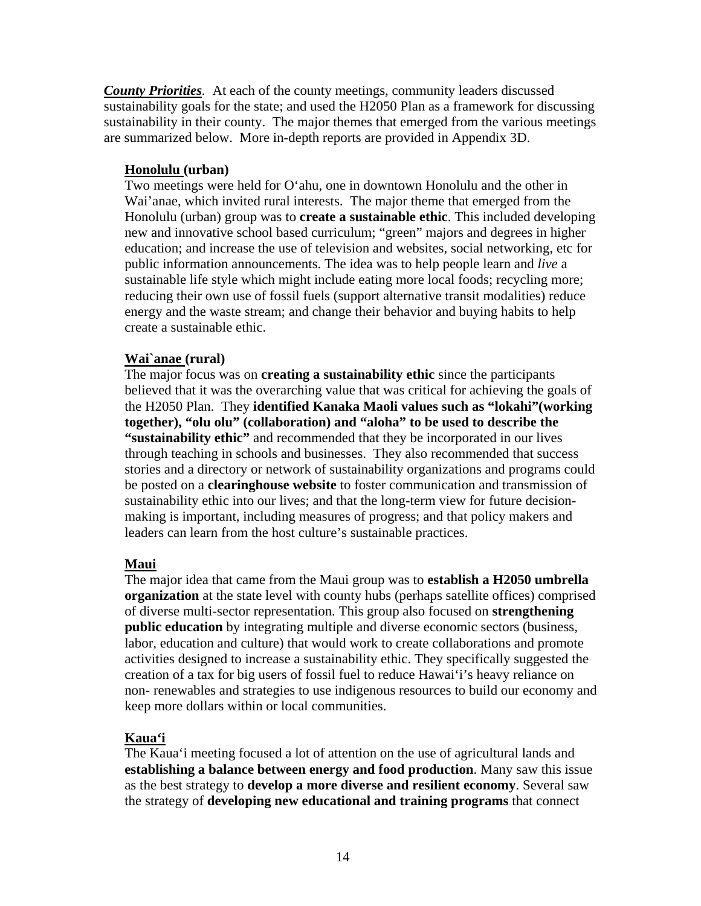***County Priorities***. At each of the county meetings, community leaders discussed sustainability goals for the state; and used the H2050 Plan as a framework for discussing sustainability in their county. The major themes that emerged from the various meetings are summarized below. More in-depth reports are provided in Appendix 3D.

**Honolulu (urban)**

Two meetings were held for O'ahu, one in downtown Honolulu and the other in Wai'anae, which invited rural interests. The major theme that emerged from the Honolulu (urban) group was to **create a sustainable ethic**. This included developing new and innovative school based curriculum; "green" majors and degrees in higher education; and increase the use of television and websites, social networking, etc for public information announcements. The idea was to help people learn and *live* a sustainable life style which might include eating more local foods; recycling more; reducing their own use of fossil fuels (support alternative transit modalities) reduce energy and the waste stream; and change their behavior and buying habits to help create a sustainable ethic.

**Wai`anae (rural)**

The major focus was on **creating a sustainability ethic** since the participants believed that it was the overarching value that was critical for achieving the goals of the H2050 Plan. They **identified Kanaka Maoli values such as "lokahi"(working together), "olu olu" (collaboration) and "aloha" to be used to describe the "sustainability ethic"** and recommended that they be incorporated in our lives through teaching in schools and businesses. They also recommended that success stories and a directory or network of sustainability organizations and programs could be posted on a **clearinghouse website** to foster communication and transmission of sustainability ethic into our lives; and that the long-term view for future decision-making is important, including measures of progress; and that policy makers and leaders can learn from the host culture's sustainable practices.

**Maui**

The major idea that came from the Maui group was to **establish a H2050 umbrella organization** at the state level with county hubs (perhaps satellite offices) comprised of diverse multi-sector representation. This group also focused on **strengthening public education** by integrating multiple and diverse economic sectors (business, labor, education and culture) that would work to create collaborations and promote activities designed to increase a sustainability ethic. They specifically suggested the creation of a tax for big users of fossil fuel to reduce Hawai'i's heavy reliance on non- renewables and strategies to use indigenous resources to build our economy and keep more dollars within or local communities.

**Kaua'i**

The Kaua'i meeting focused a lot of attention on the use of agricultural lands and **establishing a balance between energy and food production**. Many saw this issue as the best strategy to **develop a more diverse and resilient economy**. Several saw the strategy of **developing new educational and training programs** that connect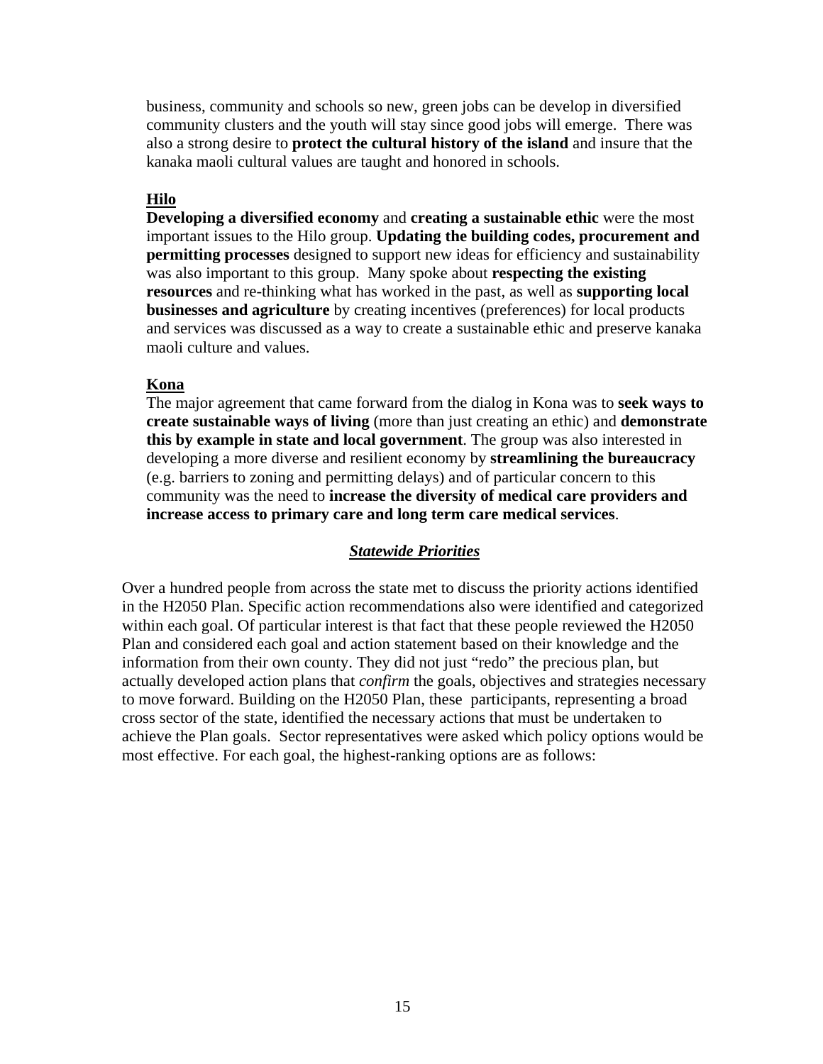business, community and schools so new, green jobs can be develop in diversified community clusters and the youth will stay since good jobs will emerge. There was also a strong desire to **protect the cultural history of the island** and insure that the kanaka maoli cultural values are taught and honored in schools.

**Hilo**

**Developing a diversified economy** and **creating a sustainable ethic** were the most important issues to the Hilo group. **Updating the building codes, procurement and permitting processes** designed to support new ideas for efficiency and sustainability was also important to this group. Many spoke about **respecting the existing resources** and re-thinking what has worked in the past, as well as **supporting local businesses and agriculture** by creating incentives (preferences) for local products and services was discussed as a way to create a sustainable ethic and preserve kanaka maoli culture and values.

**Kona**

The major agreement that came forward from the dialog in Kona was to **seek ways to create sustainable ways of living** (more than just creating an ethic) and **demonstrate this by example in state and local government**. The group was also interested in developing a more diverse and resilient economy by **streamlining the bureaucracy** (e.g. barriers to zoning and permitting delays) and of particular concern to this community was the need to **increase the diversity of medical care providers and increase access to primary care and long term care medical services**.

## *Statewide Priorities*

Over a hundred people from across the state met to discuss the priority actions identified in the H2050 Plan. Specific action recommendations also were identified and categorized within each goal. Of particular interest is that fact that these people reviewed the H2050 Plan and considered each goal and action statement based on their knowledge and the information from their own county. They did not just "redo" the precious plan, but actually developed action plans that *confirm* the goals, objectives and strategies necessary to move forward. Building on the H2050 Plan, these participants, representing a broad cross sector of the state, identified the necessary actions that must be undertaken to achieve the Plan goals. Sector representatives were asked which policy options would be most effective. For each goal, the highest-ranking options are as follows: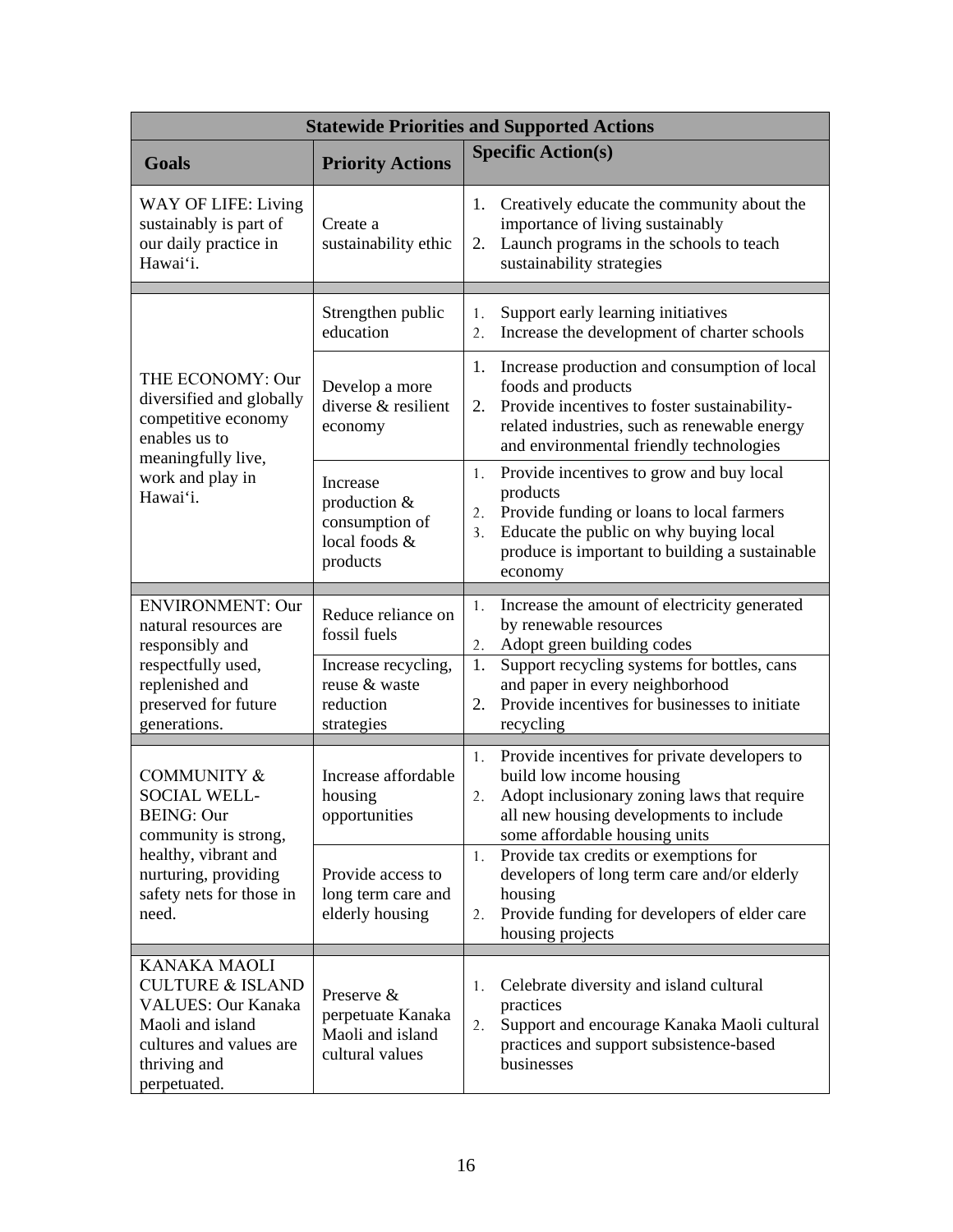| Statewide Priorities and Supported Actions | | |
|---|---|---|
| **Goals** | **Priority Actions** | **Specific Action(s)** |
| WAY OF LIFE: Living sustainably is part of our daily practice in Hawai‘i. | Create a sustainability ethic | 1. Creatively educate the community about the importance of living sustainably<br>2. Launch programs in the schools to teach sustainability strategies |
| THE ECONOMY: Our diversified and globally competitive economy enables us to meaningfully live, work and play in Hawai‘i. | Strengthen public education | 1. Support early learning initiatives<br>2. Increase the development of charter schools |
| | Develop a more diverse & resilient economy | 1. Increase production and consumption of local foods and products<br>2. Provide incentives to foster sustainability-related industries, such as renewable energy and environmental friendly technologies |
| | Increase production & consumption of local foods & products | 1. Provide incentives to grow and buy local products<br>2. Provide funding or loans to local farmers<br>3. Educate the public on why buying local produce is important to building a sustainable economy |
| ENVIRONMENT: Our natural resources are responsibly and respectfully used, replenished and preserved for future generations. | Reduce reliance on fossil fuels | 1. Increase the amount of electricity generated by renewable resources<br>2. Adopt green building codes |
| | Increase recycling, reuse & waste reduction strategies | 1. Support recycling systems for bottles, cans and paper in every neighborhood<br>2. Provide incentives for businesses to initiate recycling |
| COMMUNITY & SOCIAL WELL-BEING: Our community is strong, healthy, vibrant and nurturing, providing safety nets for those in need. | Increase affordable housing opportunities | 1. Provide incentives for private developers to build low income housing<br>2. Adopt inclusionary zoning laws that require all new housing developments to include some affordable housing units |
| | Provide access to long term care and elderly housing | 1. Provide tax credits or exemptions for developers of long term care and/or elderly housing<br>2. Provide funding for developers of elder care housing projects |
| KANAKA MAOLI CULTURE & ISLAND VALUES: Our Kanaka Maoli and island cultures and values are thriving and perpetuated. | Preserve & perpetuate Kanaka Maoli and island cultural values | 1. Celebrate diversity and island cultural practices<br>2. Support and encourage Kanaka Maoli cultural practices and support subsistence-based businesses |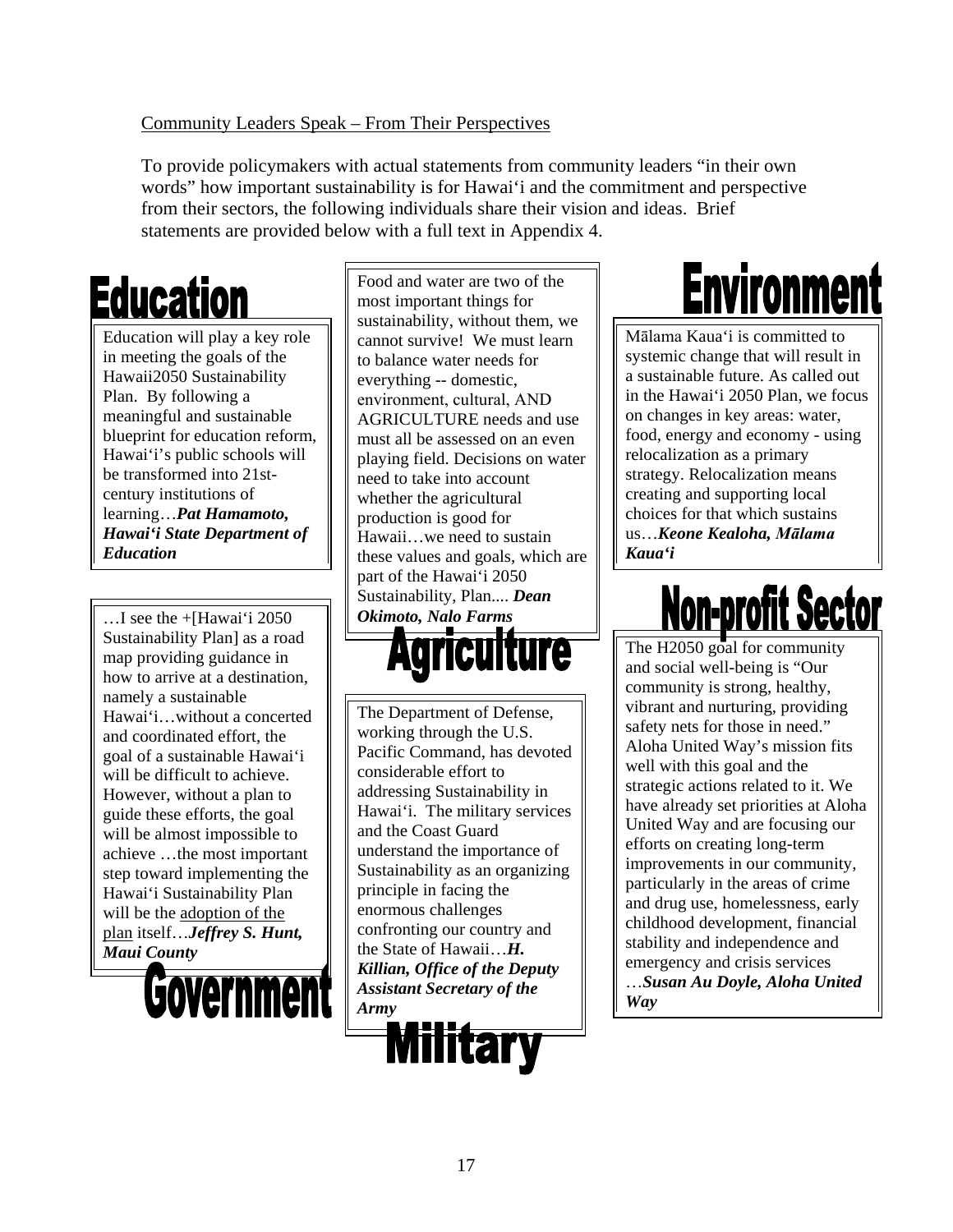Community Leaders Speak – From Their Perspectives

To provide policymakers with actual statements from community leaders "in their own words" how important sustainability is for Hawai'i and the commitment and perspective from their sectors, the following individuals share their vision and ideas. Brief statements are provided below with a full text in Appendix 4.

## Education

Education will play a key role in meeting the goals of the Hawaii2050 Sustainability Plan. By following a meaningful and sustainable blueprint for education reform, Hawai'i's public schools will be transformed into 21st-century institutions of learning…***Pat Hamamoto, Hawai'i State Department of Education***

## Government

…I see the +[Hawai'i 2050 Sustainability Plan] as a road map providing guidance in how to arrive at a destination, namely a sustainable Hawai'i…without a concerted and coordinated effort, the goal of a sustainable Hawai'i will be difficult to achieve. However, without a plan to guide these efforts, the goal will be almost impossible to achieve …the most important step toward implementing the Hawai'i Sustainability Plan will be the adoption of the plan itself…***Jeffrey S. Hunt, Maui County***

## Agriculture

Food and water are two of the most important things for sustainability, without them, we cannot survive! We must learn to balance water needs for everything -- domestic, environment, cultural, AND AGRICULTURE needs and use must all be assessed on an even playing field. Decisions on water need to take into account whether the agricultural production is good for Hawaii…we need to sustain these values and goals, which are part of the Hawai'i 2050 Sustainability, Plan.... ***Dean Okimoto, Nalo Farms***

## Military

The Department of Defense, working through the U.S. Pacific Command, has devoted considerable effort to addressing Sustainability in Hawai'i. The military services and the Coast Guard understand the importance of Sustainability as an organizing principle in facing the enormous challenges confronting our country and the State of Hawaii…***H. Killian, Office of the Deputy Assistant Secretary of the Army***

## Environment

Mālama Kaua'i is committed to systemic change that will result in a sustainable future. As called out in the Hawai'i 2050 Plan, we focus on changes in key areas: water, food, energy and economy - using relocalization as a primary strategy. Relocalization means creating and supporting local choices for that which sustains us…***Keone Kealoha, Mālama Kaua'i***

## Non-profit Sector

The H2050 goal for community and social well-being is "Our community is strong, healthy, vibrant and nurturing, providing safety nets for those in need." Aloha United Way's mission fits well with this goal and the strategic actions related to it. We have already set priorities at Aloha United Way and are focusing our efforts on creating long-term improvements in our community, particularly in the areas of crime and drug use, homelessness, early childhood development, financial stability and independence and emergency and crisis services …***Susan Au Doyle, Aloha United Way***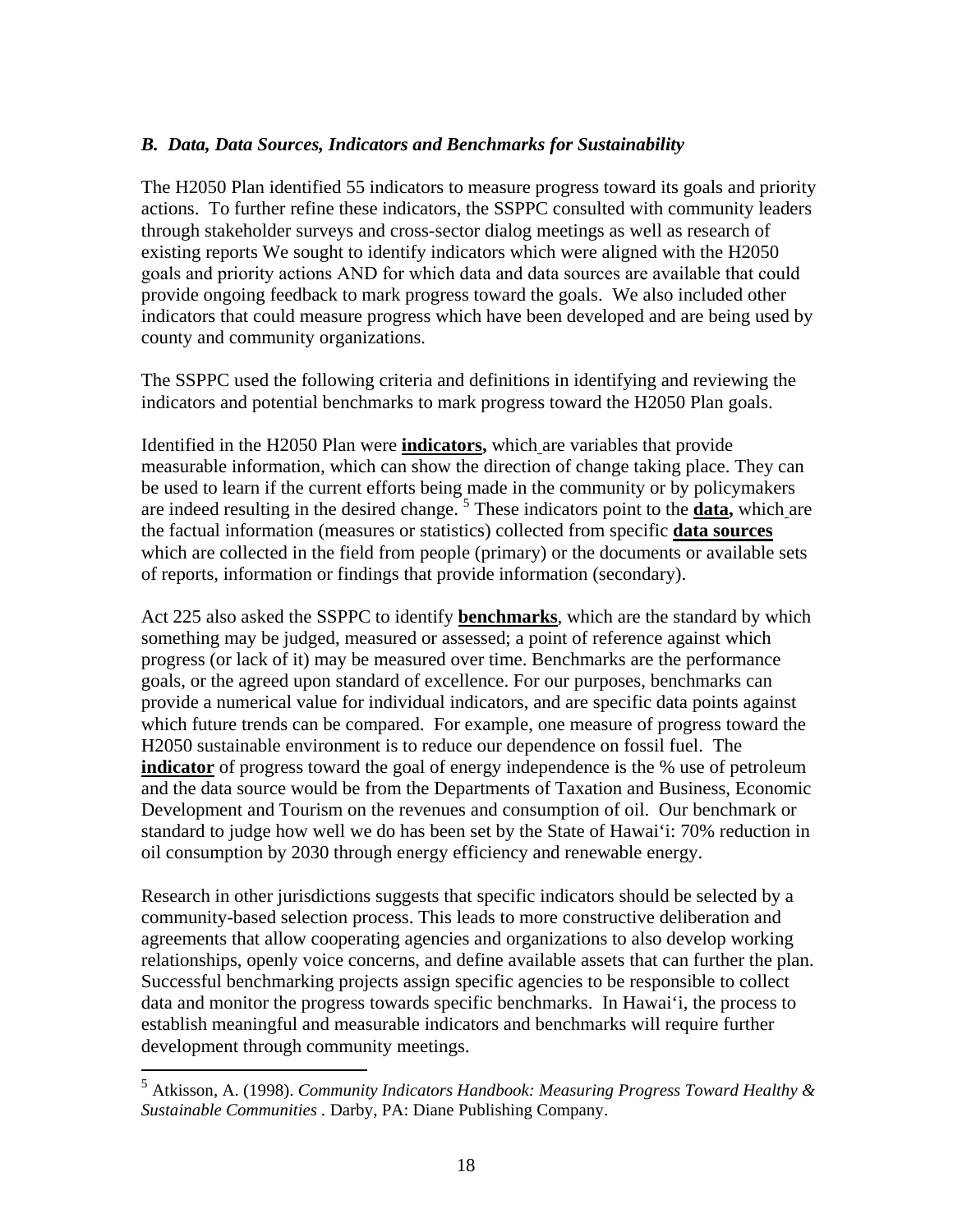### *B. Data, Data Sources, Indicators and Benchmarks for Sustainability*

The H2050 Plan identified 55 indicators to measure progress toward its goals and priority actions. To further refine these indicators, the SSPPC consulted with community leaders through stakeholder surveys and cross-sector dialog meetings as well as research of existing reports We sought to identify indicators which were aligned with the H2050 goals and priority actions AND for which data and data sources are available that could provide ongoing feedback to mark progress toward the goals. We also included other indicators that could measure progress which have been developed and are being used by county and community organizations.

The SSPPC used the following criteria and definitions in identifying and reviewing the indicators and potential benchmarks to mark progress toward the H2050 Plan goals.

Identified in the H2050 Plan were **indicators,** which are variables that provide measurable information, which can show the direction of change taking place. They can be used to learn if the current efforts being made in the community or by policymakers are indeed resulting in the desired change. [5] These indicators point to the **data,** which are the factual information (measures or statistics) collected from specific **data sources** which are collected in the field from people (primary) or the documents or available sets of reports, information or findings that provide information (secondary).

Act 225 also asked the SSPPC to identify **benchmarks**, which are the standard by which something may be judged, measured or assessed; a point of reference against which progress (or lack of it) may be measured over time. Benchmarks are the performance goals, or the agreed upon standard of excellence. For our purposes, benchmarks can provide a numerical value for individual indicators, and are specific data points against which future trends can be compared. For example, one measure of progress toward the H2050 sustainable environment is to reduce our dependence on fossil fuel. The **indicator** of progress toward the goal of energy independence is the % use of petroleum and the data source would be from the Departments of Taxation and Business, Economic Development and Tourism on the revenues and consumption of oil. Our benchmark or standard to judge how well we do has been set by the State of Hawaiʻi: 70% reduction in oil consumption by 2030 through energy efficiency and renewable energy.

Research in other jurisdictions suggests that specific indicators should be selected by a community-based selection process. This leads to more constructive deliberation and agreements that allow cooperating agencies and organizations to also develop working relationships, openly voice concerns, and define available assets that can further the plan. Successful benchmarking projects assign specific agencies to be responsible to collect data and monitor the progress towards specific benchmarks. In Hawaiʻi, the process to establish meaningful and measurable indicators and benchmarks will require further development through community meetings.

[5] Atkisson, A. (1998). *Community Indicators Handbook: Measuring Progress Toward Healthy & Sustainable Communities* . Darby, PA: Diane Publishing Company.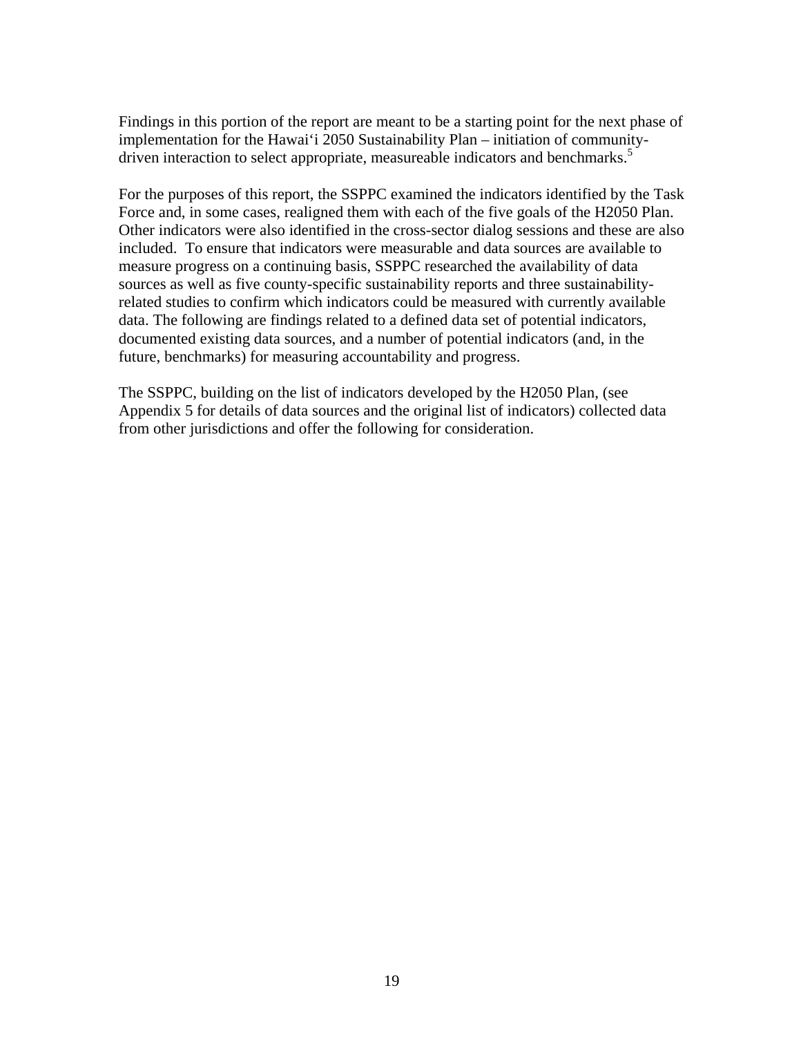Findings in this portion of the report are meant to be a starting point for the next phase of implementation for the Hawai‘i 2050 Sustainability Plan – initiation of community-driven interaction to select appropriate, measureable indicators and benchmarks.[5]

For the purposes of this report, the SSPPC examined the indicators identified by the Task Force and, in some cases, realigned them with each of the five goals of the H2050 Plan. Other indicators were also identified in the cross-sector dialog sessions and these are also included. To ensure that indicators were measurable and data sources are available to measure progress on a continuing basis, SSPPC researched the availability of data sources as well as five county-specific sustainability reports and three sustainability-related studies to confirm which indicators could be measured with currently available data. The following are findings related to a defined data set of potential indicators, documented existing data sources, and a number of potential indicators (and, in the future, benchmarks) for measuring accountability and progress.

The SSPPC, building on the list of indicators developed by the H2050 Plan, (see Appendix 5 for details of data sources and the original list of indicators) collected data from other jurisdictions and offer the following for consideration.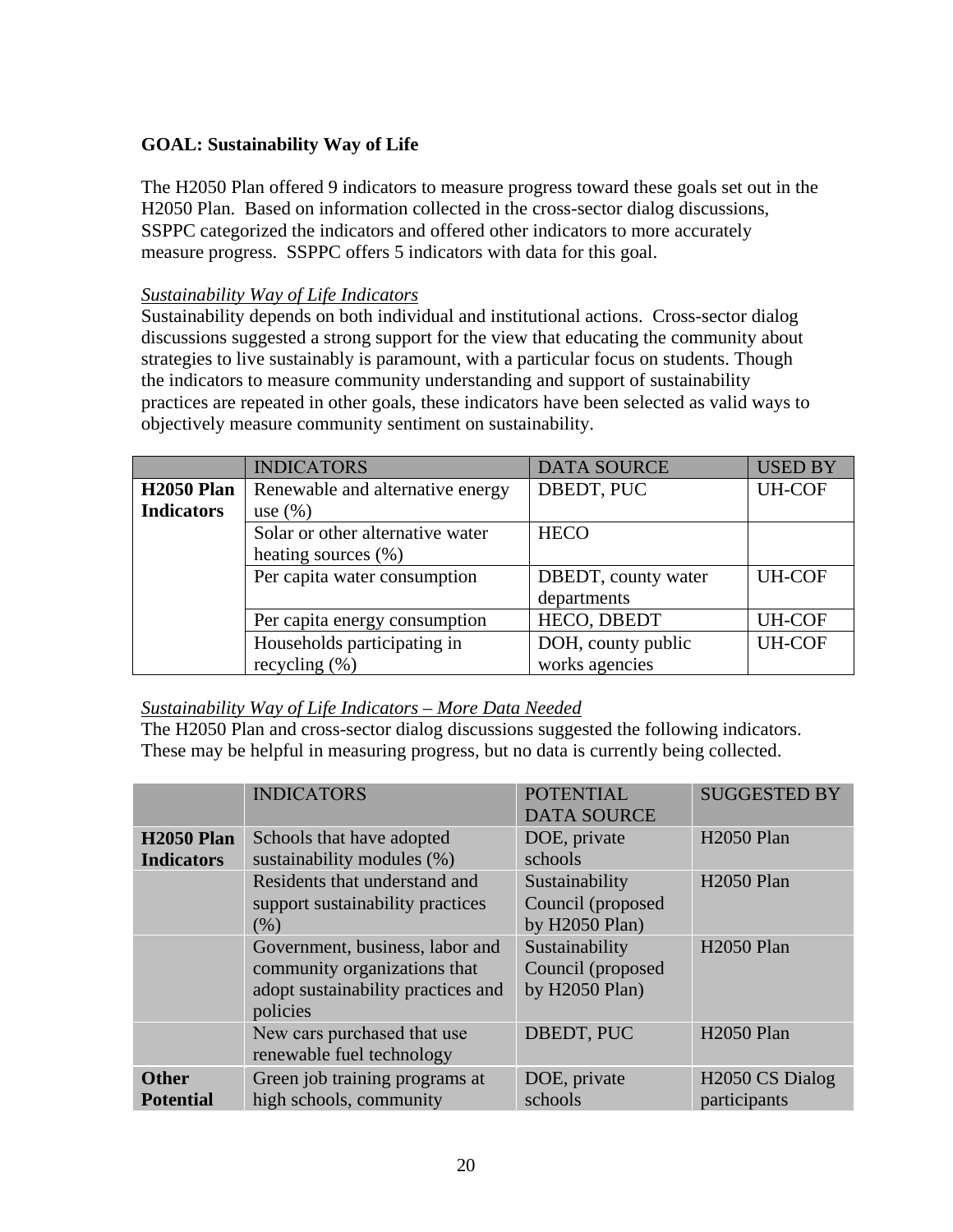**GOAL: Sustainability Way of Life**

The H2050 Plan offered 9 indicators to measure progress toward these goals set out in the H2050 Plan. Based on information collected in the cross-sector dialog discussions, SSPPC categorized the indicators and offered other indicators to more accurately measure progress. SSPPC offers 5 indicators with data for this goal.

*Sustainability Way of Life Indicators*

Sustainability depends on both individual and institutional actions. Cross-sector dialog discussions suggested a strong support for the view that educating the community about strategies to live sustainably is paramount, with a particular focus on students. Though the indicators to measure community understanding and support of sustainability practices are repeated in other goals, these indicators have been selected as valid ways to objectively measure community sentiment on sustainability.

| | INDICATORS | DATA SOURCE | USED BY |
|---|---|---|---|
| **H2050 Plan Indicators** | Renewable and alternative energy use (%) | DBEDT, PUC | UH-COF |
| | Solar or other alternative water heating sources (%) | HECO | |
| | Per capita water consumption | DBEDT, county water departments | UH-COF |
| | Per capita energy consumption | HECO, DBEDT | UH-COF |
| | Households participating in recycling (%) | DOH, county public works agencies | UH-COF |

*Sustainability Way of Life Indicators – More Data Needed*

The H2050 Plan and cross-sector dialog discussions suggested the following indicators. These may be helpful in measuring progress, but no data is currently being collected.

| | INDICATORS | POTENTIAL DATA SOURCE | SUGGESTED BY |
|---|---|---|---|
| **H2050 Plan Indicators** | Schools that have adopted sustainability modules (%) | DOE, private schools | H2050 Plan |
| | Residents that understand and support sustainability practices (%) | Sustainability Council (proposed by H2050 Plan) | H2050 Plan |
| | Government, business, labor and community organizations that adopt sustainability practices and policies | Sustainability Council (proposed by H2050 Plan) | H2050 Plan |
| | New cars purchased that use renewable fuel technology | DBEDT, PUC | H2050 Plan |
| **Other Potential** | Green job training programs at high schools, community | DOE, private schools | H2050 CS Dialog participants |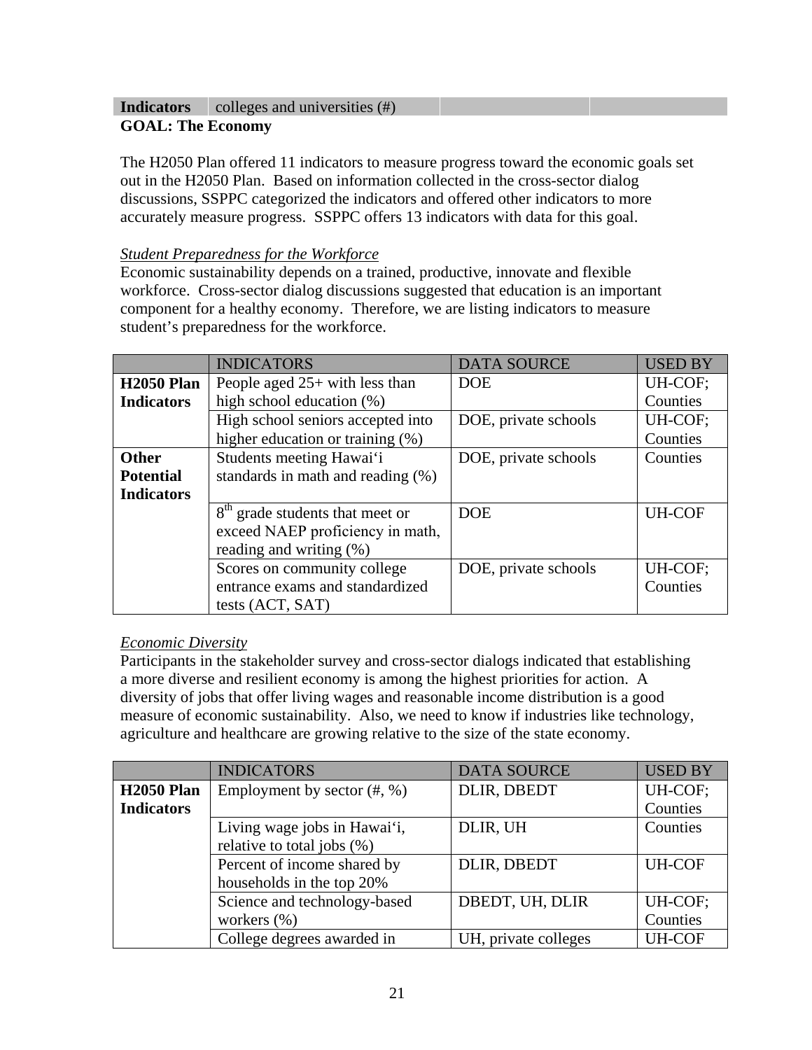| Indicators | colleges and universities (#) | | |
|---|---|---|---|

**GOAL: The Economy**

The H2050 Plan offered 11 indicators to measure progress toward the economic goals set out in the H2050 Plan. Based on information collected in the cross-sector dialog discussions, SSPPC categorized the indicators and offered other indicators to more accurately measure progress. SSPPC offers 13 indicators with data for this goal.

*Student Preparedness for the Workforce*

Economic sustainability depends on a trained, productive, innovate and flexible workforce. Cross-sector dialog discussions suggested that education is an important component for a healthy economy. Therefore, we are listing indicators to measure student's preparedness for the workforce.

| | INDICATORS | DATA SOURCE | USED BY |
|---|---|---|---|
| **H2050 Plan Indicators** | People aged 25+ with less than high school education (%) | DOE | UH-COF; Counties |
| | High school seniors accepted into higher education or training (%) | DOE, private schools | UH-COF; Counties |
| **Other Potential Indicators** | Students meeting Hawai'i standards in math and reading (%) | DOE, private schools | Counties |
| | 8th grade students that meet or exceed NAEP proficiency in math, reading and writing (%) | DOE | UH-COF |
| | Scores on community college entrance exams and standardized tests (ACT, SAT) | DOE, private schools | UH-COF; Counties |

*Economic Diversity*

Participants in the stakeholder survey and cross-sector dialogs indicated that establishing a more diverse and resilient economy is among the highest priorities for action. A diversity of jobs that offer living wages and reasonable income distribution is a good measure of economic sustainability. Also, we need to know if industries like technology, agriculture and healthcare are growing relative to the size of the state economy.

| | INDICATORS | DATA SOURCE | USED BY |
|---|---|---|---|
| **H2050 Plan Indicators** | Employment by sector (#, %) | DLIR, DBEDT | UH-COF; Counties |
| | Living wage jobs in Hawai'i, relative to total jobs (%) | DLIR, UH | Counties |
| | Percent of income shared by households in the top 20% | DLIR, DBEDT | UH-COF |
| | Science and technology-based workers (%) | DBEDT, UH, DLIR | UH-COF; Counties |
| | College degrees awarded in | UH, private colleges | UH-COF |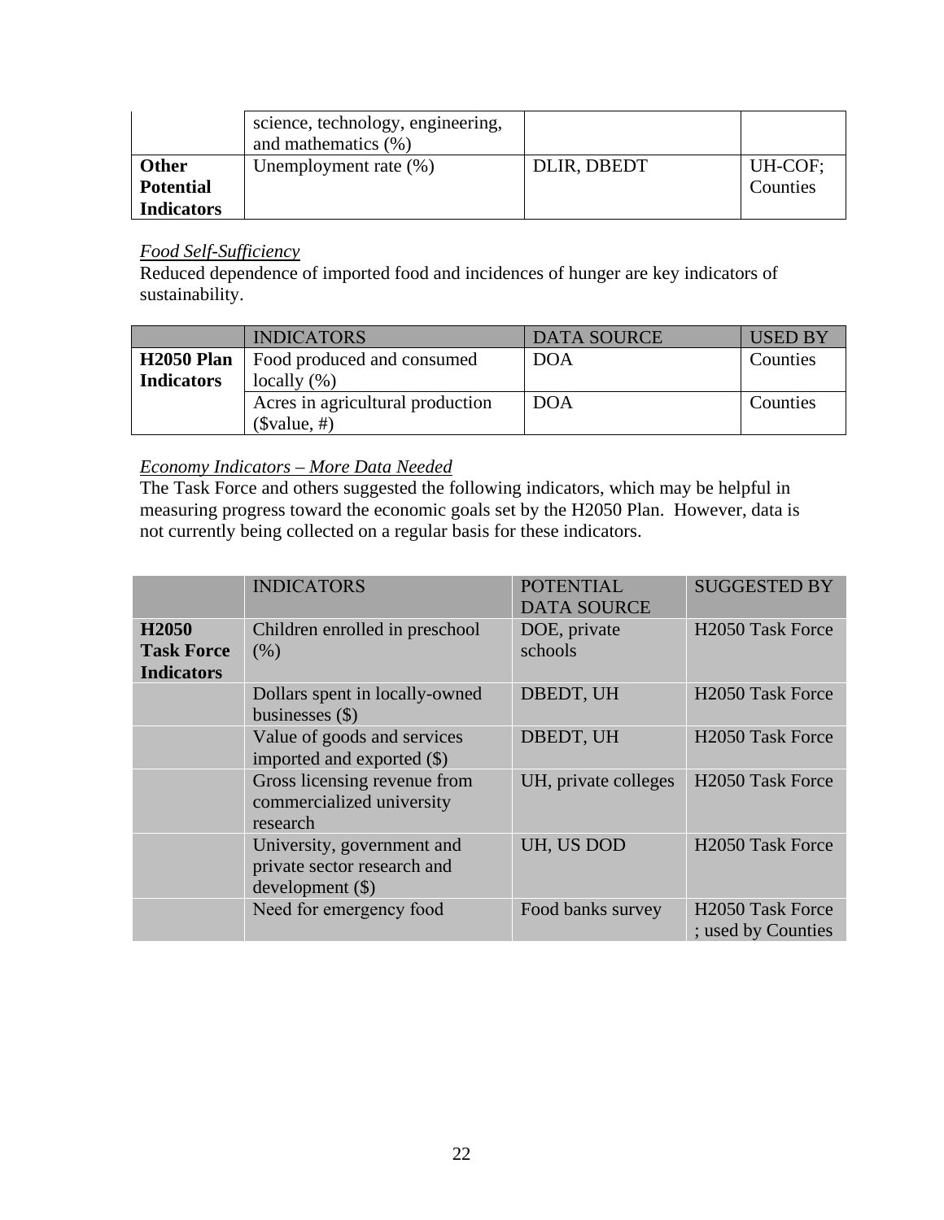| | science, technology, engineering, and mathematics (%) | | |
|---|---|---|---|
| **Other Potential Indicators** | Unemployment rate (%) | DLIR, DBEDT | UH-COF; Counties |

*Food Self-Sufficiency*

Reduced dependence of imported food and incidences of hunger are key indicators of sustainability.

| | INDICATORS | DATA SOURCE | USED BY |
|---|---|---|---|
| **H2050 Plan Indicators** | Food produced and consumed locally (%) | DOA | Counties |
| | Acres in agricultural production ($value, #) | DOA | Counties |

*Economy Indicators – More Data Needed*

The Task Force and others suggested the following indicators, which may be helpful in measuring progress toward the economic goals set by the H2050 Plan. However, data is not currently being collected on a regular basis for these indicators.

| | INDICATORS | POTENTIAL DATA SOURCE | SUGGESTED BY |
|---|---|---|---|
| **H2050 Task Force Indicators** | Children enrolled in preschool (%) | DOE, private schools | H2050 Task Force |
| | Dollars spent in locally-owned businesses ($) | DBEDT, UH | H2050 Task Force |
| | Value of goods and services imported and exported ($) | DBEDT, UH | H2050 Task Force |
| | Gross licensing revenue from commercialized university research | UH, private colleges | H2050 Task Force |
| | University, government and private sector research and development ($) | UH, US DOD | H2050 Task Force |
| | Need for emergency food | Food banks survey | H2050 Task Force ; used by Counties |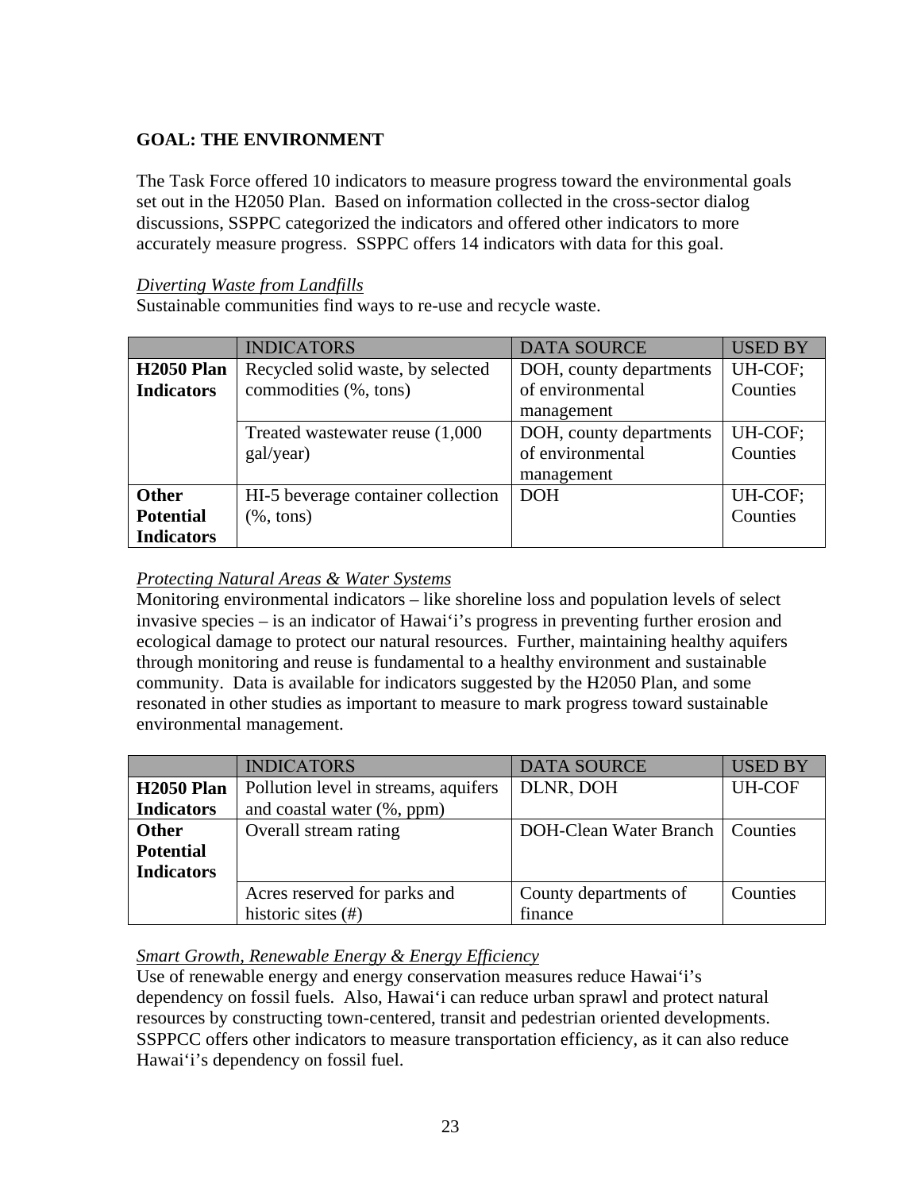**GOAL: THE ENVIRONMENT**

The Task Force offered 10 indicators to measure progress toward the environmental goals set out in the H2050 Plan. Based on information collected in the cross-sector dialog discussions, SSPPC categorized the indicators and offered other indicators to more accurately measure progress. SSPPC offers 14 indicators with data for this goal.

*Diverting Waste from Landfills*

Sustainable communities find ways to re-use and recycle waste.

| | INDICATORS | DATA SOURCE | USED BY |
|---|---|---|---|
| **H2050 Plan Indicators** | Recycled solid waste, by selected commodities (%, tons) | DOH, county departments of environmental management | UH-COF; Counties |
| | Treated wastewater reuse (1,000 gal/year) | DOH, county departments of environmental management | UH-COF; Counties |
| **Other Potential Indicators** | HI-5 beverage container collection (%, tons) | DOH | UH-COF; Counties |

*Protecting Natural Areas & Water Systems*

Monitoring environmental indicators – like shoreline loss and population levels of select invasive species – is an indicator of Hawai‘i’s progress in preventing further erosion and ecological damage to protect our natural resources. Further, maintaining healthy aquifers through monitoring and reuse is fundamental to a healthy environment and sustainable community. Data is available for indicators suggested by the H2050 Plan, and some resonated in other studies as important to measure to mark progress toward sustainable environmental management.

| | INDICATORS | DATA SOURCE | USED BY |
|---|---|---|---|
| **H2050 Plan Indicators** | Pollution level in streams, aquifers and coastal water (%, ppm) | DLNR, DOH | UH-COF |
| **Other Potential Indicators** | Overall stream rating | DOH-Clean Water Branch | Counties |
| | Acres reserved for parks and historic sites (#) | County departments of finance | Counties |

*Smart Growth, Renewable Energy & Energy Efficiency*

Use of renewable energy and energy conservation measures reduce Hawai‘i’s dependency on fossil fuels. Also, Hawai‘i can reduce urban sprawl and protect natural resources by constructing town-centered, transit and pedestrian oriented developments. SSPPCC offers other indicators to measure transportation efficiency, as it can also reduce Hawai‘i’s dependency on fossil fuel.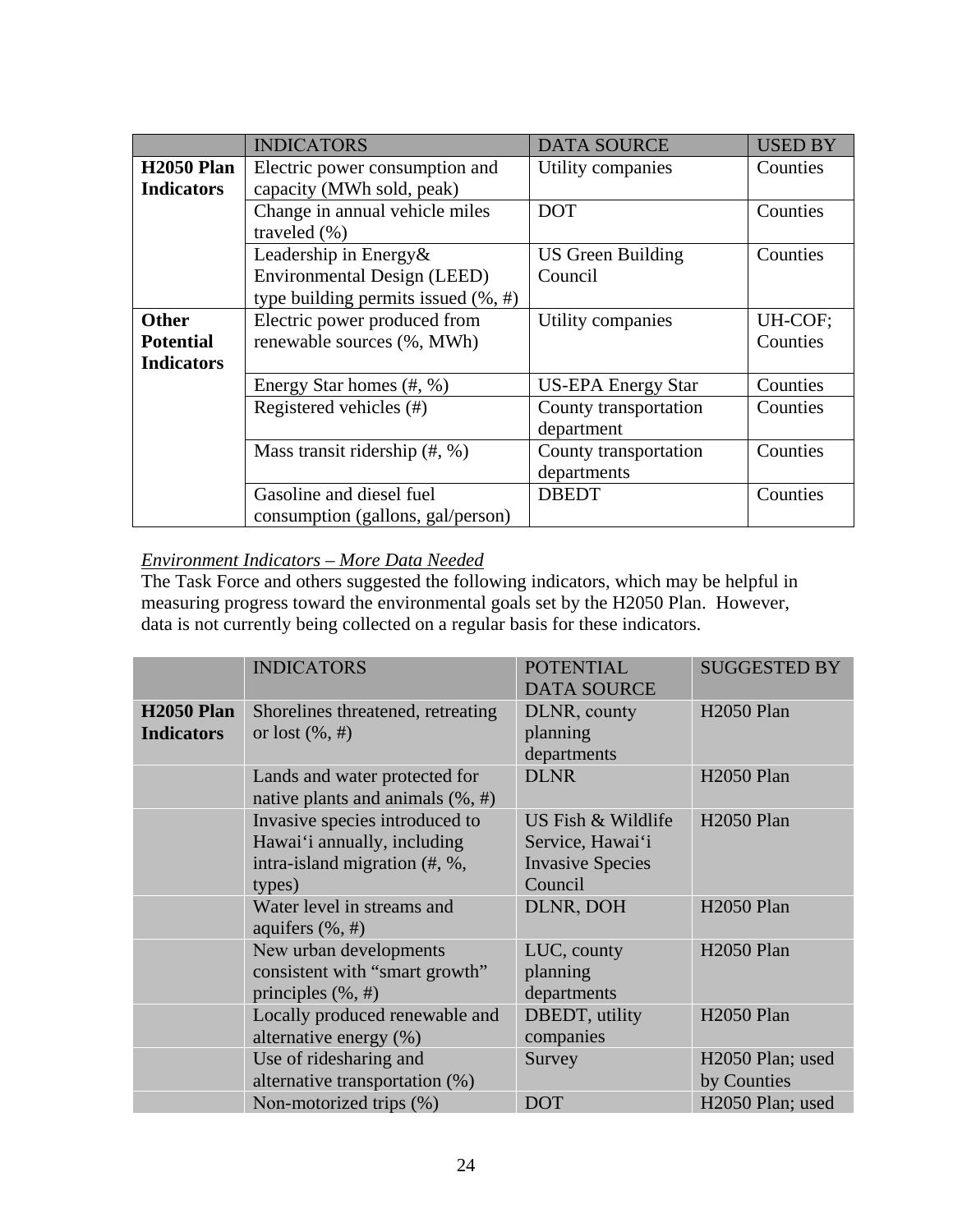| | INDICATORS | DATA SOURCE | USED BY |
|---|---|---|---|
| **H2050 Plan Indicators** | Electric power consumption and capacity (MWh sold, peak) | Utility companies | Counties |
| | Change in annual vehicle miles traveled (%) | DOT | Counties |
| | Leadership in Energy& Environmental Design (LEED) type building permits issued (%, #) | US Green Building Council | Counties |
| **Other Potential Indicators** | Electric power produced from renewable sources (%, MWh) | Utility companies | UH-COF; Counties |
| | Energy Star homes (#, %) | US-EPA Energy Star | Counties |
| | Registered vehicles (#) | County transportation department | Counties |
| | Mass transit ridership (#, %) | County transportation departments | Counties |
| | Gasoline and diesel fuel consumption (gallons, gal/person) | DBEDT | Counties |

*Environment Indicators – More Data Needed*

The Task Force and others suggested the following indicators, which may be helpful in measuring progress toward the environmental goals set by the H2050 Plan. However, data is not currently being collected on a regular basis for these indicators.

| | INDICATORS | POTENTIAL DATA SOURCE | SUGGESTED BY |
|---|---|---|---|
| **H2050 Plan Indicators** | Shorelines threatened, retreating or lost (%, #) | DLNR, county planning departments | H2050 Plan |
| | Lands and water protected for native plants and animals (%, #) | DLNR | H2050 Plan |
| | Invasive species introduced to Hawai'i annually, including intra-island migration (#, %, types) | US Fish & Wildlife Service, Hawai'i Invasive Species Council | H2050 Plan |
| | Water level in streams and aquifers (%, #) | DLNR, DOH | H2050 Plan |
| | New urban developments consistent with "smart growth" principles (%, #) | LUC, county planning departments | H2050 Plan |
| | Locally produced renewable and alternative energy (%) | DBEDT, utility companies | H2050 Plan |
| | Use of ridesharing and alternative transportation (%) | Survey | H2050 Plan; used by Counties |
| | Non-motorized trips (%) | DOT | H2050 Plan; used |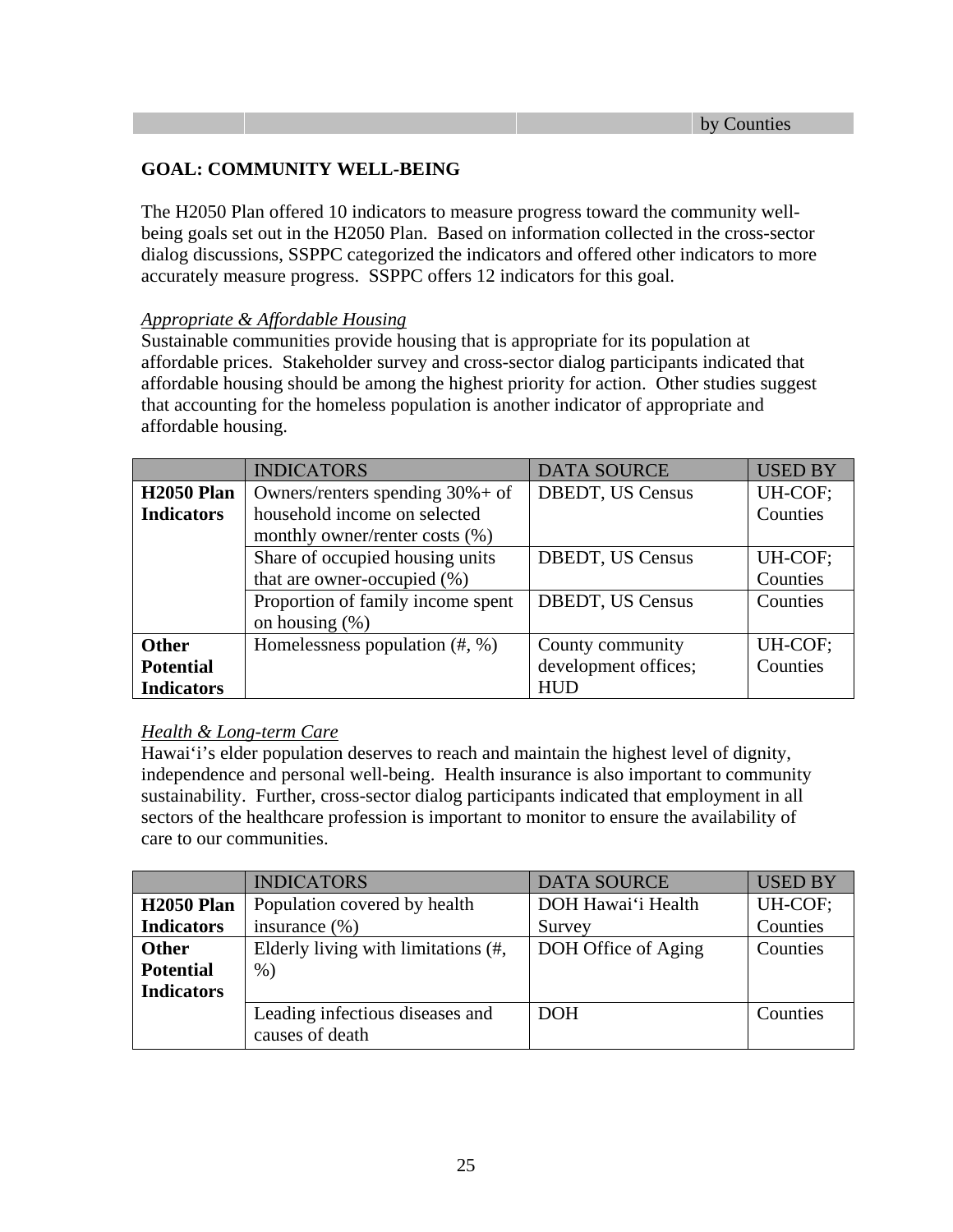|  |  |  | by Counties |
|---|---|---|---|

**GOAL: COMMUNITY WELL-BEING**

The H2050 Plan offered 10 indicators to measure progress toward the community well-being goals set out in the H2050 Plan. Based on information collected in the cross-sector dialog discussions, SSPPC categorized the indicators and offered other indicators to more accurately measure progress. SSPPC offers 12 indicators for this goal.

*Appropriate & Affordable Housing*

Sustainable communities provide housing that is appropriate for its population at affordable prices. Stakeholder survey and cross-sector dialog participants indicated that affordable housing should be among the highest priority for action. Other studies suggest that accounting for the homeless population is another indicator of appropriate and affordable housing.

|  | INDICATORS | DATA SOURCE | USED BY |
|---|---|---|---|
| **H2050 Plan Indicators** | Owners/renters spending 30%+ of household income on selected monthly owner/renter costs (%) | DBEDT, US Census | UH-COF; Counties |
|  | Share of occupied housing units that are owner-occupied (%) | DBEDT, US Census | UH-COF; Counties |
|  | Proportion of family income spent on housing (%) | DBEDT, US Census | Counties |
| **Other Potential Indicators** | Homelessness population (#, %) | County community development offices; HUD | UH-COF; Counties |

*Health & Long-term Care*

Hawai'i's elder population deserves to reach and maintain the highest level of dignity, independence and personal well-being. Health insurance is also important to community sustainability. Further, cross-sector dialog participants indicated that employment in all sectors of the healthcare profession is important to monitor to ensure the availability of care to our communities.

|  | INDICATORS | DATA SOURCE | USED BY |
|---|---|---|---|
| **H2050 Plan Indicators** | Population covered by health insurance (%) | DOH Hawai'i Health Survey | UH-COF; Counties |
| **Other Potential Indicators** | Elderly living with limitations (#, %) | DOH Office of Aging | Counties |
|  | Leading infectious diseases and causes of death | DOH | Counties |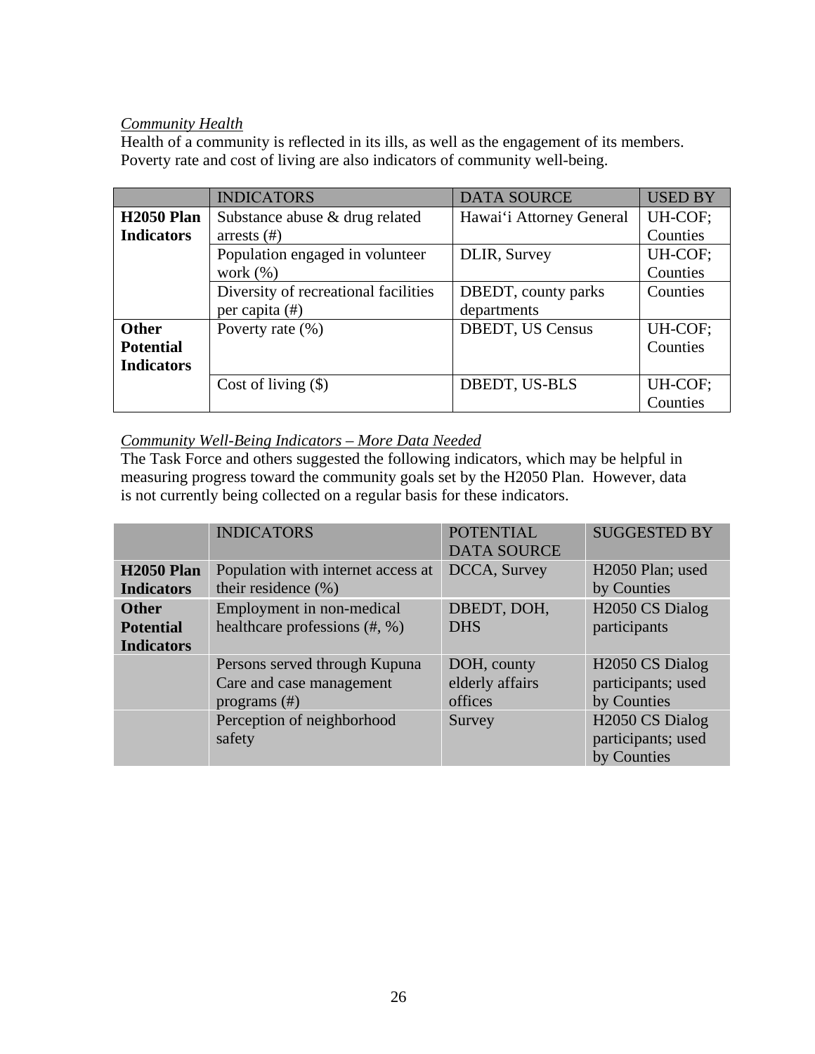*Community Health*

Health of a community is reflected in its ills, as well as the engagement of its members. Poverty rate and cost of living are also indicators of community well-being.

| | INDICATORS | DATA SOURCE | USED BY |
|---|---|---|---|
| **H2050 Plan Indicators** | Substance abuse & drug related arrests (#) | Hawai‘i Attorney General | UH-COF; Counties |
| | Population engaged in volunteer work (%) | DLIR, Survey | UH-COF; Counties |
| | Diversity of recreational facilities per capita (#) | DBEDT, county parks departments | Counties |
| **Other Potential Indicators** | Poverty rate (%) | DBEDT, US Census | UH-COF; Counties |
| | Cost of living ($) | DBEDT, US-BLS | UH-COF; Counties |

*Community Well-Being Indicators – More Data Needed*

The Task Force and others suggested the following indicators, which may be helpful in measuring progress toward the community goals set by the H2050 Plan. However, data is not currently being collected on a regular basis for these indicators.

| | INDICATORS | POTENTIAL DATA SOURCE | SUGGESTED BY |
|---|---|---|---|
| **H2050 Plan Indicators** | Population with internet access at their residence (%) | DCCA, Survey | H2050 Plan; used by Counties |
| **Other Potential Indicators** | Employment in non-medical healthcare professions (#, %) | DBEDT, DOH, DHS | H2050 CS Dialog participants |
| | Persons served through Kupuna Care and case management programs (#) | DOH, county elderly affairs offices | H2050 CS Dialog participants; used by Counties |
| | Perception of neighborhood safety | Survey | H2050 CS Dialog participants; used by Counties |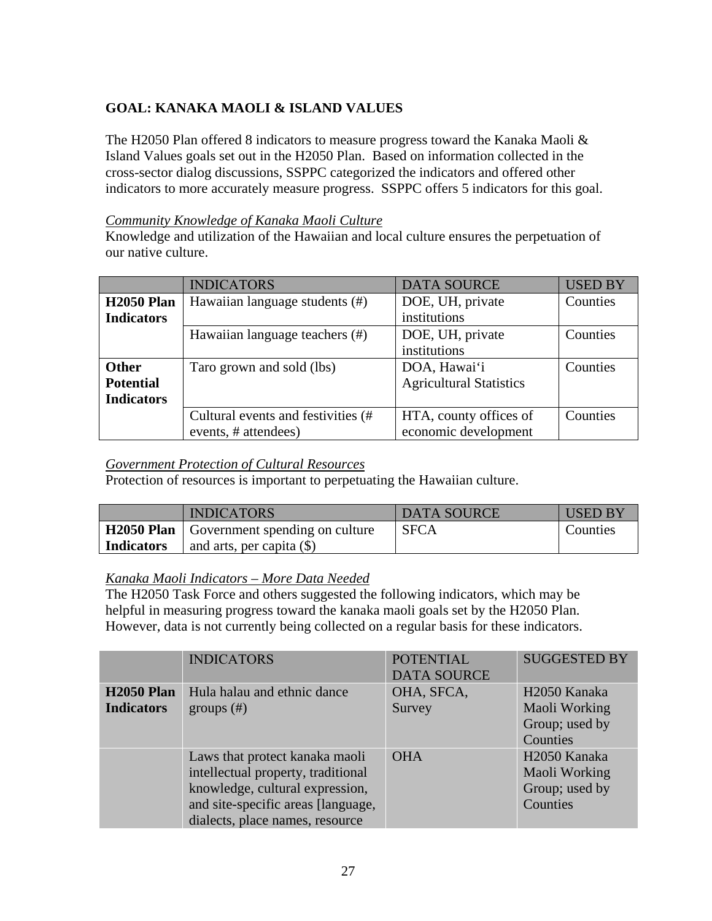**GOAL: KANAKA MAOLI & ISLAND VALUES**

The H2050 Plan offered 8 indicators to measure progress toward the Kanaka Maoli & Island Values goals set out in the H2050 Plan. Based on information collected in the cross-sector dialog discussions, SSPPC categorized the indicators and offered other indicators to more accurately measure progress. SSPPC offers 5 indicators for this goal.

*Community Knowledge of Kanaka Maoli Culture*

Knowledge and utilization of the Hawaiian and local culture ensures the perpetuation of our native culture.

| | INDICATORS | DATA SOURCE | USED BY |
|---|---|---|---|
| **H2050 Plan Indicators** | Hawaiian language students (#) | DOE, UH, private institutions | Counties |
| | Hawaiian language teachers (#) | DOE, UH, private institutions | Counties |
| **Other Potential Indicators** | Taro grown and sold (lbs) | DOA, Hawai'i Agricultural Statistics | Counties |
| | Cultural events and festivities (# events, # attendees) | HTA, county offices of economic development | Counties |

*Government Protection of Cultural Resources*

Protection of resources is important to perpetuating the Hawaiian culture.

| | INDICATORS | DATA SOURCE | USED BY |
|---|---|---|---|
| **H2050 Plan Indicators** | Government spending on culture and arts, per capita ($) | SFCA | Counties |

*Kanaka Maoli Indicators – More Data Needed*

The H2050 Task Force and others suggested the following indicators, which may be helpful in measuring progress toward the kanaka maoli goals set by the H2050 Plan. However, data is not currently being collected on a regular basis for these indicators.

| | INDICATORS | POTENTIAL DATA SOURCE | SUGGESTED BY |
|---|---|---|---|
| **H2050 Plan Indicators** | Hula halau and ethnic dance groups (#) | OHA, SFCA, Survey | H2050 Kanaka Maoli Working Group; used by Counties |
| | Laws that protect kanaka maoli intellectual property, traditional knowledge, cultural expression, and site-specific areas [language, dialects, place names, resource | OHA | H2050 Kanaka Maoli Working Group; used by Counties |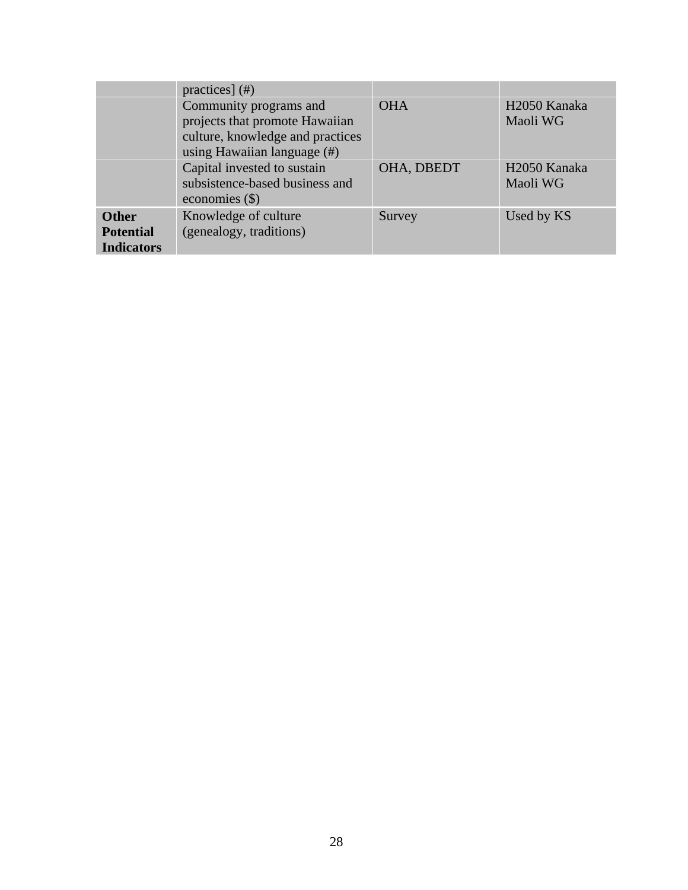| | | | |
|---|---|---|---|
| | practices] (#) | | |
| | Community programs and projects that promote Hawaiian culture, knowledge and practices using Hawaiian language (#) | OHA | H2050 Kanaka Maoli WG |
| | Capital invested to sustain subsistence-based business and economies ($) | OHA, DBEDT | H2050 Kanaka Maoli WG |
| **Other Potential Indicators** | Knowledge of culture (genealogy, traditions) | Survey | Used by KS |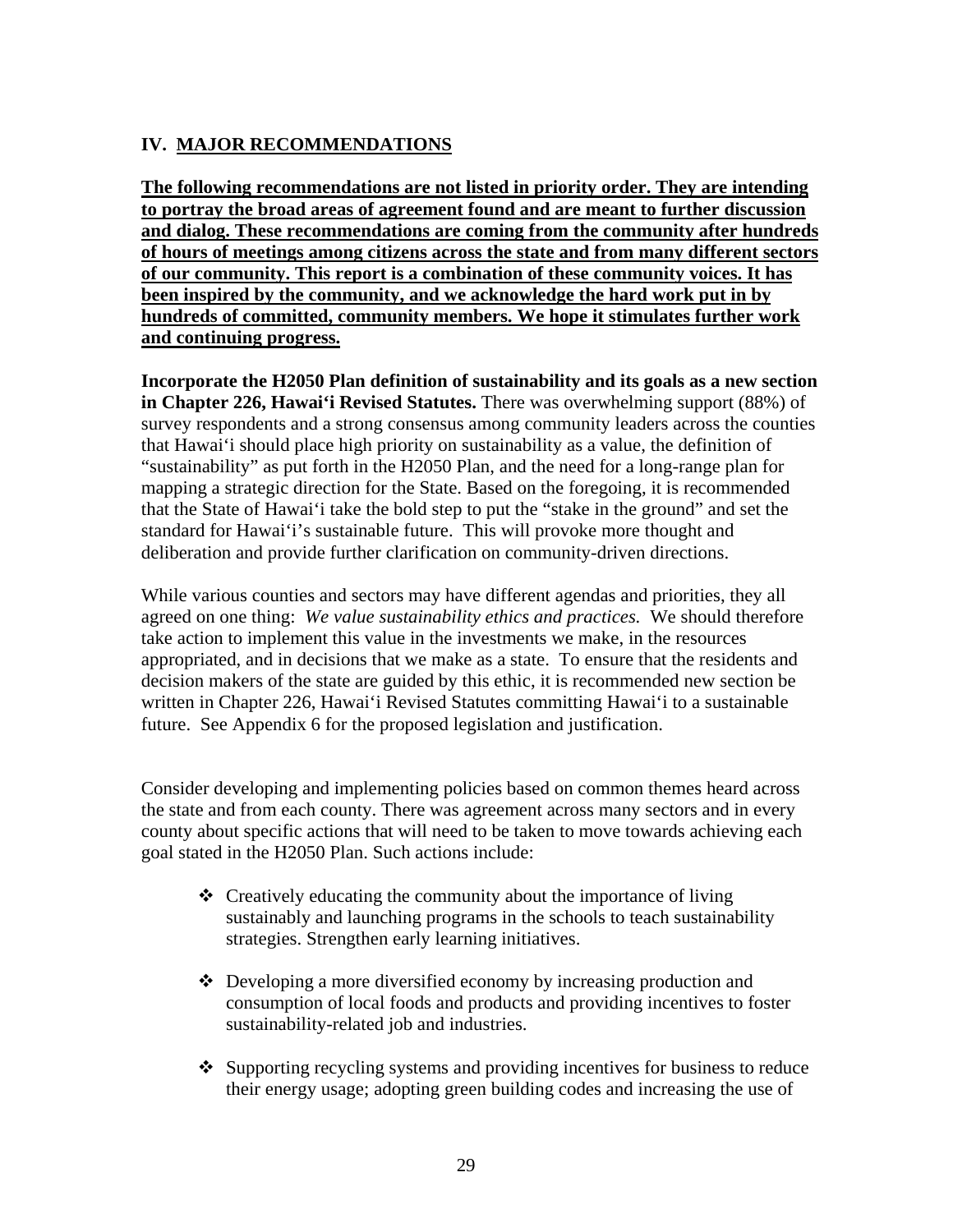## IV. MAJOR RECOMMENDATIONS

**<u>The following recommendations are not listed in priority order. They are intending to portray the broad areas of agreement found and are meant to further discussion and dialog. These recommendations are coming from the community after hundreds of hours of meetings among citizens across the state and from many different sectors of our community. This report is a combination of these community voices. It has been inspired by the community, and we acknowledge the hard work put in by hundreds of committed, community members. We hope it stimulates further work and continuing progress.</u>**

**Incorporate the H2050 Plan definition of sustainability and its goals as a new section in Chapter 226, Hawai'i Revised Statutes.** There was overwhelming support (88%) of survey respondents and a strong consensus among community leaders across the counties that Hawai'i should place high priority on sustainability as a value, the definition of "sustainability" as put forth in the H2050 Plan, and the need for a long-range plan for mapping a strategic direction for the State. Based on the foregoing, it is recommended that the State of Hawai'i take the bold step to put the "stake in the ground" and set the standard for Hawai'i's sustainable future. This will provoke more thought and deliberation and provide further clarification on community-driven directions.

While various counties and sectors may have different agendas and priorities, they all agreed on one thing: *We value sustainability ethics and practices.* We should therefore take action to implement this value in the investments we make, in the resources appropriated, and in decisions that we make as a state. To ensure that the residents and decision makers of the state are guided by this ethic, it is recommended new section be written in Chapter 226, Hawai'i Revised Statutes committing Hawai'i to a sustainable future. See Appendix 6 for the proposed legislation and justification.

Consider developing and implementing policies based on common themes heard across the state and from each county. There was agreement across many sectors and in every county about specific actions that will need to be taken to move towards achieving each goal stated in the H2050 Plan. Such actions include:

- Creatively educating the community about the importance of living sustainably and launching programs in the schools to teach sustainability strategies. Strengthen early learning initiatives.
- Developing a more diversified economy by increasing production and consumption of local foods and products and providing incentives to foster sustainability-related job and industries.
- Supporting recycling systems and providing incentives for business to reduce their energy usage; adopting green building codes and increasing the use of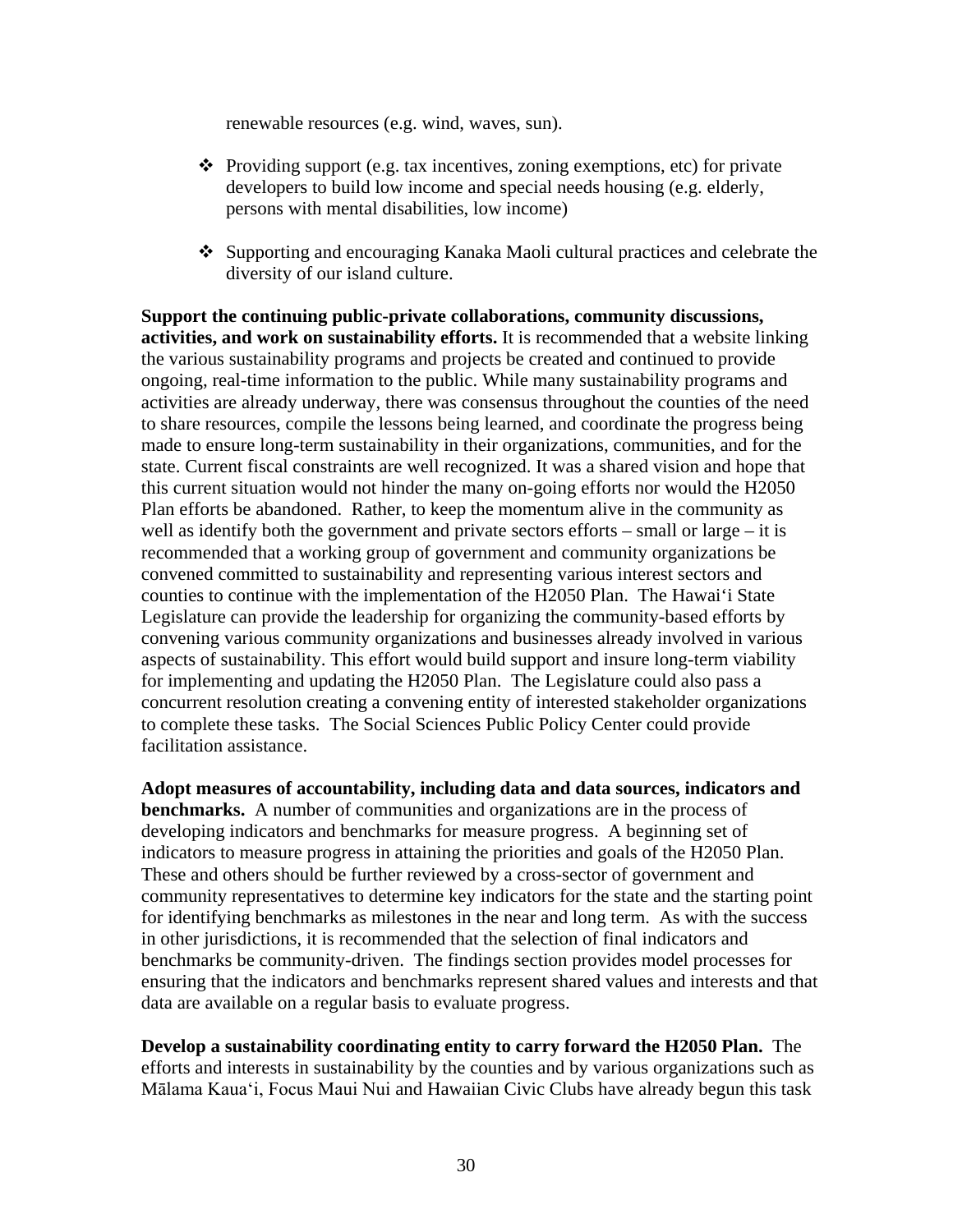renewable resources (e.g. wind, waves, sun).

- Providing support (e.g. tax incentives, zoning exemptions, etc) for private developers to build low income and special needs housing (e.g. elderly, persons with mental disabilities, low income)

- Supporting and encouraging Kanaka Maoli cultural practices and celebrate the diversity of our island culture.

**Support the continuing public-private collaborations, community discussions, activities, and work on sustainability efforts.** It is recommended that a website linking the various sustainability programs and projects be created and continued to provide ongoing, real-time information to the public. While many sustainability programs and activities are already underway, there was consensus throughout the counties of the need to share resources, compile the lessons being learned, and coordinate the progress being made to ensure long-term sustainability in their organizations, communities, and for the state. Current fiscal constraints are well recognized. It was a shared vision and hope that this current situation would not hinder the many on-going efforts nor would the H2050 Plan efforts be abandoned. Rather, to keep the momentum alive in the community as well as identify both the government and private sectors efforts – small or large – it is recommended that a working group of government and community organizations be convened committed to sustainability and representing various interest sectors and counties to continue with the implementation of the H2050 Plan. The Hawai‘i State Legislature can provide the leadership for organizing the community-based efforts by convening various community organizations and businesses already involved in various aspects of sustainability. This effort would build support and insure long-term viability for implementing and updating the H2050 Plan. The Legislature could also pass a concurrent resolution creating a convening entity of interested stakeholder organizations to complete these tasks. The Social Sciences Public Policy Center could provide facilitation assistance.

**Adopt measures of accountability, including data and data sources, indicators and benchmarks.** A number of communities and organizations are in the process of developing indicators and benchmarks for measure progress. A beginning set of indicators to measure progress in attaining the priorities and goals of the H2050 Plan. These and others should be further reviewed by a cross-sector of government and community representatives to determine key indicators for the state and the starting point for identifying benchmarks as milestones in the near and long term. As with the success in other jurisdictions, it is recommended that the selection of final indicators and benchmarks be community-driven. The findings section provides model processes for ensuring that the indicators and benchmarks represent shared values and interests and that data are available on a regular basis to evaluate progress.

**Develop a sustainability coordinating entity to carry forward the H2050 Plan.** The efforts and interests in sustainability by the counties and by various organizations such as Mālama Kaua‘i, Focus Maui Nui and Hawaiian Civic Clubs have already begun this task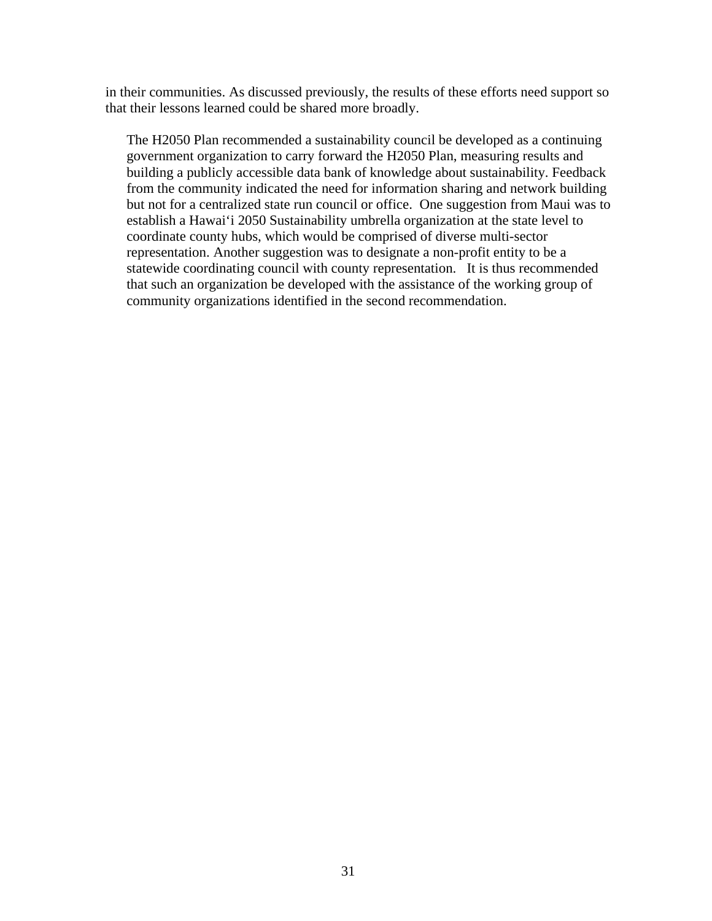in their communities. As discussed previously, the results of these efforts need support so that their lessons learned could be shared more broadly.

> The H2050 Plan recommended a sustainability council be developed as a continuing government organization to carry forward the H2050 Plan, measuring results and building a publicly accessible data bank of knowledge about sustainability. Feedback from the community indicated the need for information sharing and network building but not for a centralized state run council or office. One suggestion from Maui was to establish a Hawai‘i 2050 Sustainability umbrella organization at the state level to coordinate county hubs, which would be comprised of diverse multi-sector representation. Another suggestion was to designate a non-profit entity to be a statewide coordinating council with county representation. It is thus recommended that such an organization be developed with the assistance of the working group of community organizations identified in the second recommendation.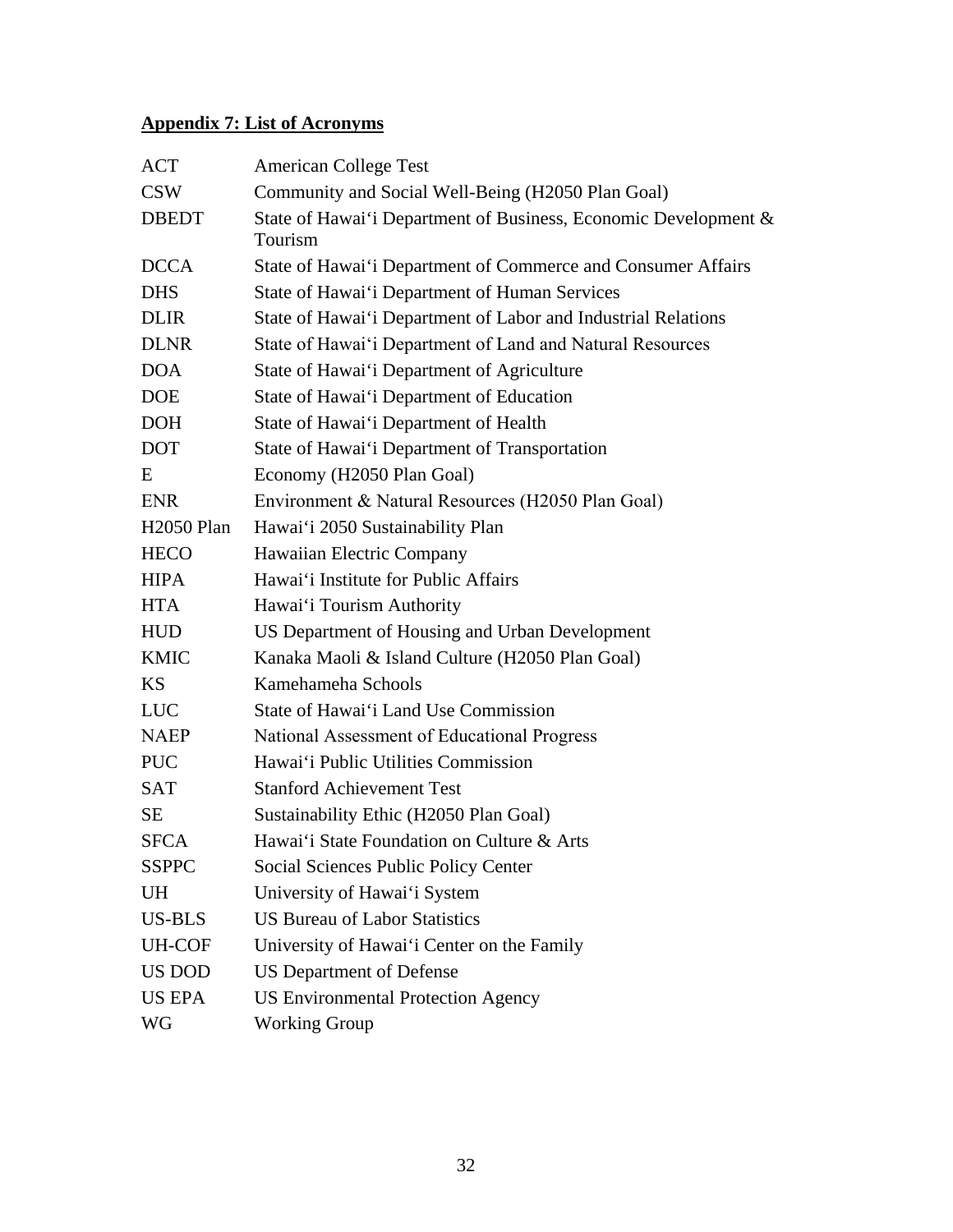## Appendix 7: List of Acronyms

| | |
|---|---|
| ACT | American College Test |
| CSW | Community and Social Well-Being (H2050 Plan Goal) |
| DBEDT | State of Hawai‘i Department of Business, Economic Development & Tourism |
| DCCA | State of Hawai‘i Department of Commerce and Consumer Affairs |
| DHS | State of Hawai‘i Department of Human Services |
| DLIR | State of Hawai‘i Department of Labor and Industrial Relations |
| DLNR | State of Hawai‘i Department of Land and Natural Resources |
| DOA | State of Hawai‘i Department of Agriculture |
| DOE | State of Hawai‘i Department of Education |
| DOH | State of Hawai‘i Department of Health |
| DOT | State of Hawai‘i Department of Transportation |
| E | Economy (H2050 Plan Goal) |
| ENR | Environment & Natural Resources (H2050 Plan Goal) |
| H2050 Plan | Hawai‘i 2050 Sustainability Plan |
| HECO | Hawaiian Electric Company |
| HIPA | Hawai‘i Institute for Public Affairs |
| HTA | Hawai‘i Tourism Authority |
| HUD | US Department of Housing and Urban Development |
| KMIC | Kanaka Maoli & Island Culture (H2050 Plan Goal) |
| KS | Kamehameha Schools |
| LUC | State of Hawai‘i Land Use Commission |
| NAEP | National Assessment of Educational Progress |
| PUC | Hawai‘i Public Utilities Commission |
| SAT | Stanford Achievement Test |
| SE | Sustainability Ethic (H2050 Plan Goal) |
| SFCA | Hawai‘i State Foundation on Culture & Arts |
| SSPPC | Social Sciences Public Policy Center |
| UH | University of Hawai‘i System |
| US-BLS | US Bureau of Labor Statistics |
| UH-COF | University of Hawai‘i Center on the Family |
| US DOD | US Department of Defense |
| US EPA | US Environmental Protection Agency |
| WG | Working Group |